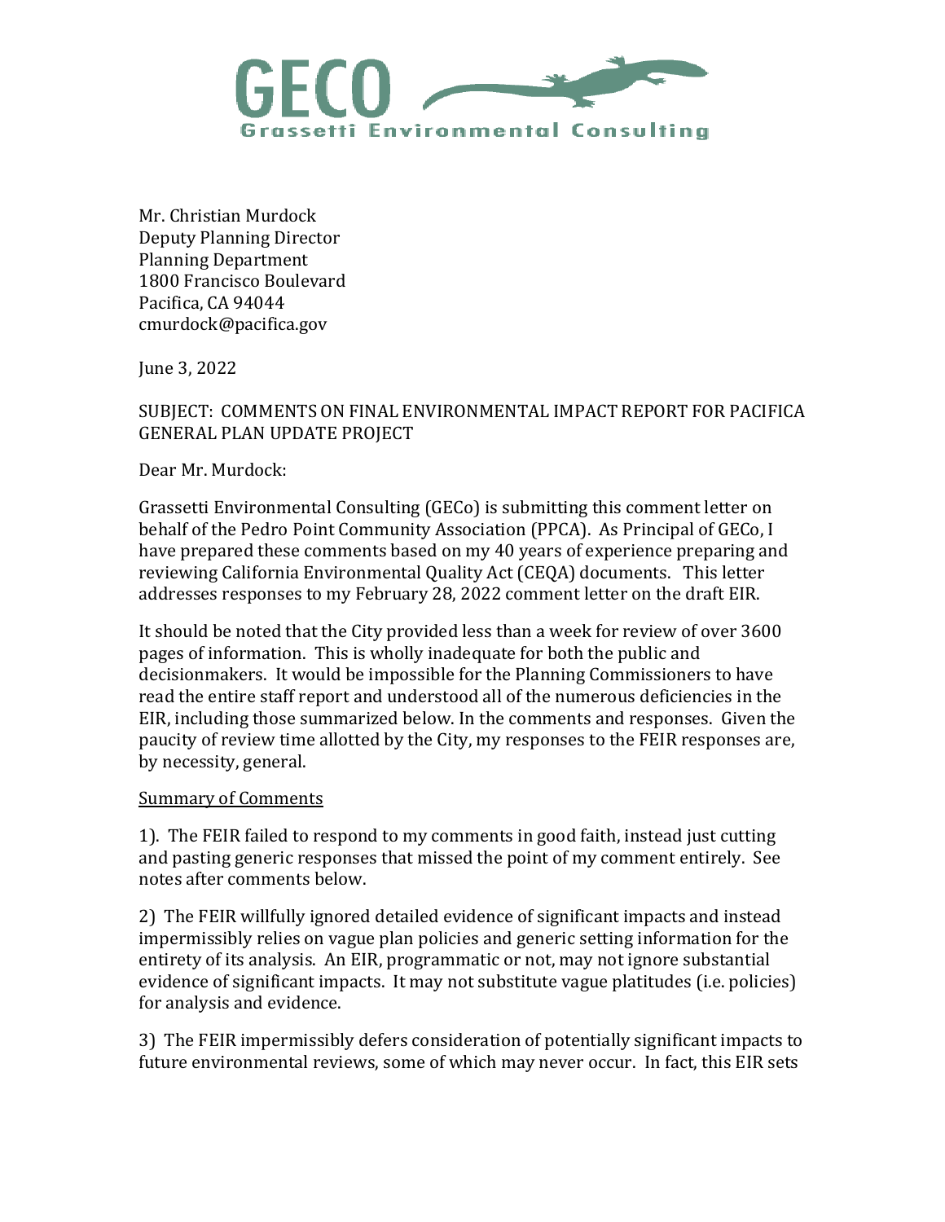GECO

Grassetti Environmental Consulting

Mr. Christian Murdock
Deputy Planning Director
Planning Department
1800 Francisco Boulevard
Pacifica, CA 94044
cmurdock@pacifica.gov

June 3, 2022

SUBJECT: COMMENTS ON FINAL ENVIRONMENTAL IMPACT REPORT FOR PACIFICA GENERAL PLAN UPDATE PROJECT

Dear Mr. Murdock:

Grassetti Environmental Consulting (GECo) is submitting this comment letter on behalf of the Pedro Point Community Association (PPCA). As Principal of GECo, I have prepared these comments based on my 40 years of experience preparing and reviewing California Environmental Quality Act (CEQA) documents. This letter addresses responses to my February 28, 2022 comment letter on the draft EIR.

It should be noted that the City provided less than a week for review of over 3600 pages of information. This is wholly inadequate for both the public and decisionmakers. It would be impossible for the Planning Commissioners to have read the entire staff report and understood all of the numerous deficiencies in the EIR, including those summarized below. In the comments and responses. Given the paucity of review time allotted by the City, my responses to the FEIR responses are, by necessity, general.

<u>Summary of Comments</u>

1). The FEIR failed to respond to my comments in good faith, instead just cutting and pasting generic responses that missed the point of my comment entirely. See notes after comments below.

2) The FEIR willfully ignored detailed evidence of significant impacts and instead impermissibly relies on vague plan policies and generic setting information for the entirety of its analysis. An EIR, programmatic or not, may not ignore substantial evidence of significant impacts. It may not substitute vague platitudes (i.e. policies) for analysis and evidence.

3) The FEIR impermissibly defers consideration of potentially significant impacts to future environmental reviews, some of which may never occur. In fact, this EIR sets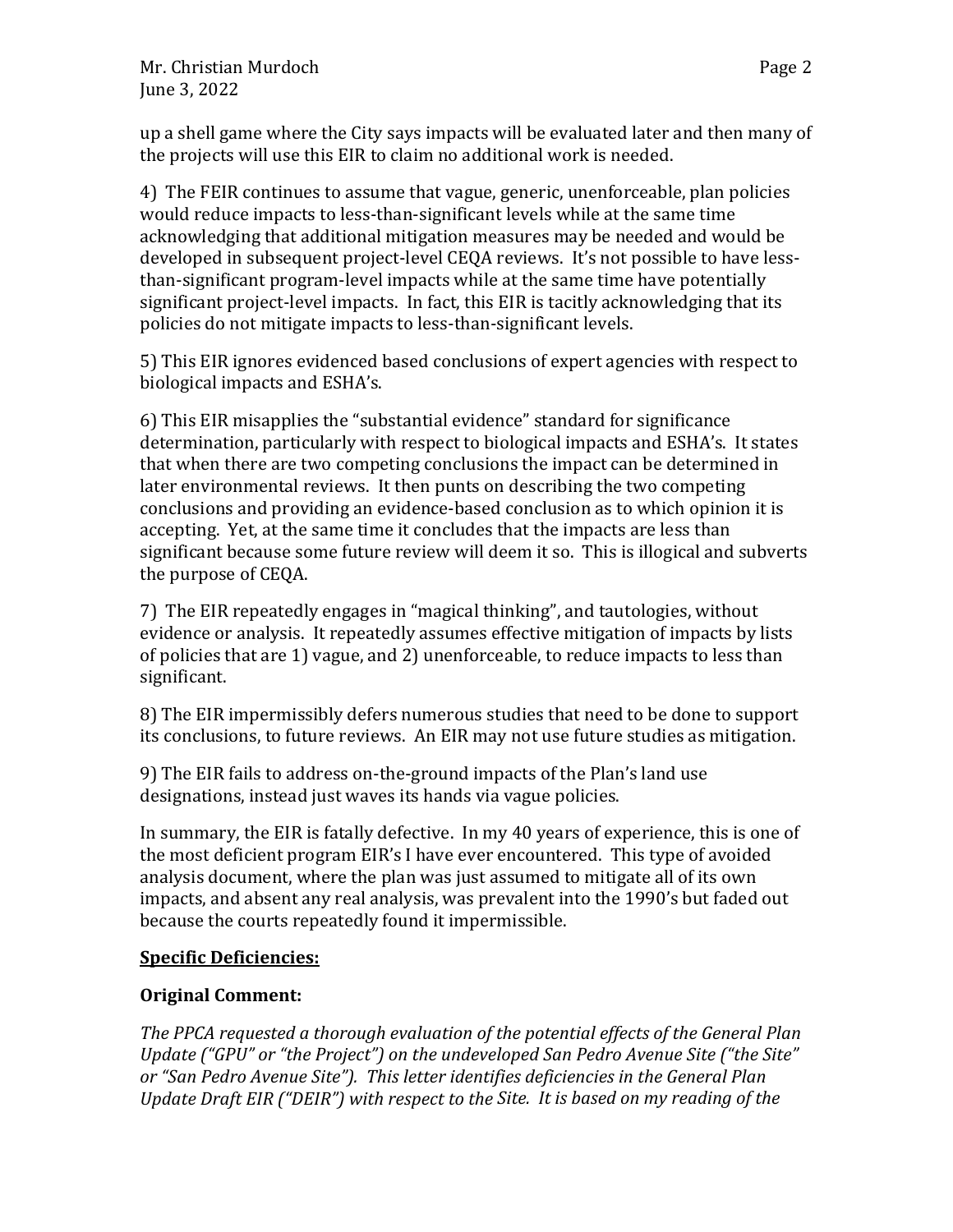up a shell game where the City says impacts will be evaluated later and then many of the projects will use this EIR to claim no additional work is needed.

4) The FEIR continues to assume that vague, generic, unenforceable, plan policies would reduce impacts to less-than-significant levels while at the same time acknowledging that additional mitigation measures may be needed and would be developed in subsequent project-level CEQA reviews. It's not possible to have less-than-significant program-level impacts while at the same time have potentially significant project-level impacts. In fact, this EIR is tacitly acknowledging that its policies do not mitigate impacts to less-than-significant levels.

5) This EIR ignores evidenced based conclusions of expert agencies with respect to biological impacts and ESHA's.

6) This EIR misapplies the "substantial evidence" standard for significance determination, particularly with respect to biological impacts and ESHA's. It states that when there are two competing conclusions the impact can be determined in later environmental reviews. It then punts on describing the two competing conclusions and providing an evidence-based conclusion as to which opinion it is accepting. Yet, at the same time it concludes that the impacts are less than significant because some future review will deem it so. This is illogical and subverts the purpose of CEQA.

7) The EIR repeatedly engages in "magical thinking", and tautologies, without evidence or analysis. It repeatedly assumes effective mitigation of impacts by lists of policies that are 1) vague, and 2) unenforceable, to reduce impacts to less than significant.

8) The EIR impermissibly defers numerous studies that need to be done to support its conclusions, to future reviews. An EIR may not use future studies as mitigation.

9) The EIR fails to address on-the-ground impacts of the Plan's land use designations, instead just waves its hands via vague policies.

In summary, the EIR is fatally defective. In my 40 years of experience, this is one of the most deficient program EIR's I have ever encountered. This type of avoided analysis document, where the plan was just assumed to mitigate all of its own impacts, and absent any real analysis, was prevalent into the 1990's but faded out because the courts repeatedly found it impermissible.

**<u>Specific Deficiencies:</u>**

**Original Comment:**

*The PPCA requested a thorough evaluation of the potential effects of the General Plan Update ("GPU" or "the Project") on the undeveloped San Pedro Avenue Site ("the Site" or "San Pedro Avenue Site"). This letter identifies deficiencies in the General Plan Update Draft EIR ("DEIR") with respect to the Site. It is based on my reading of the*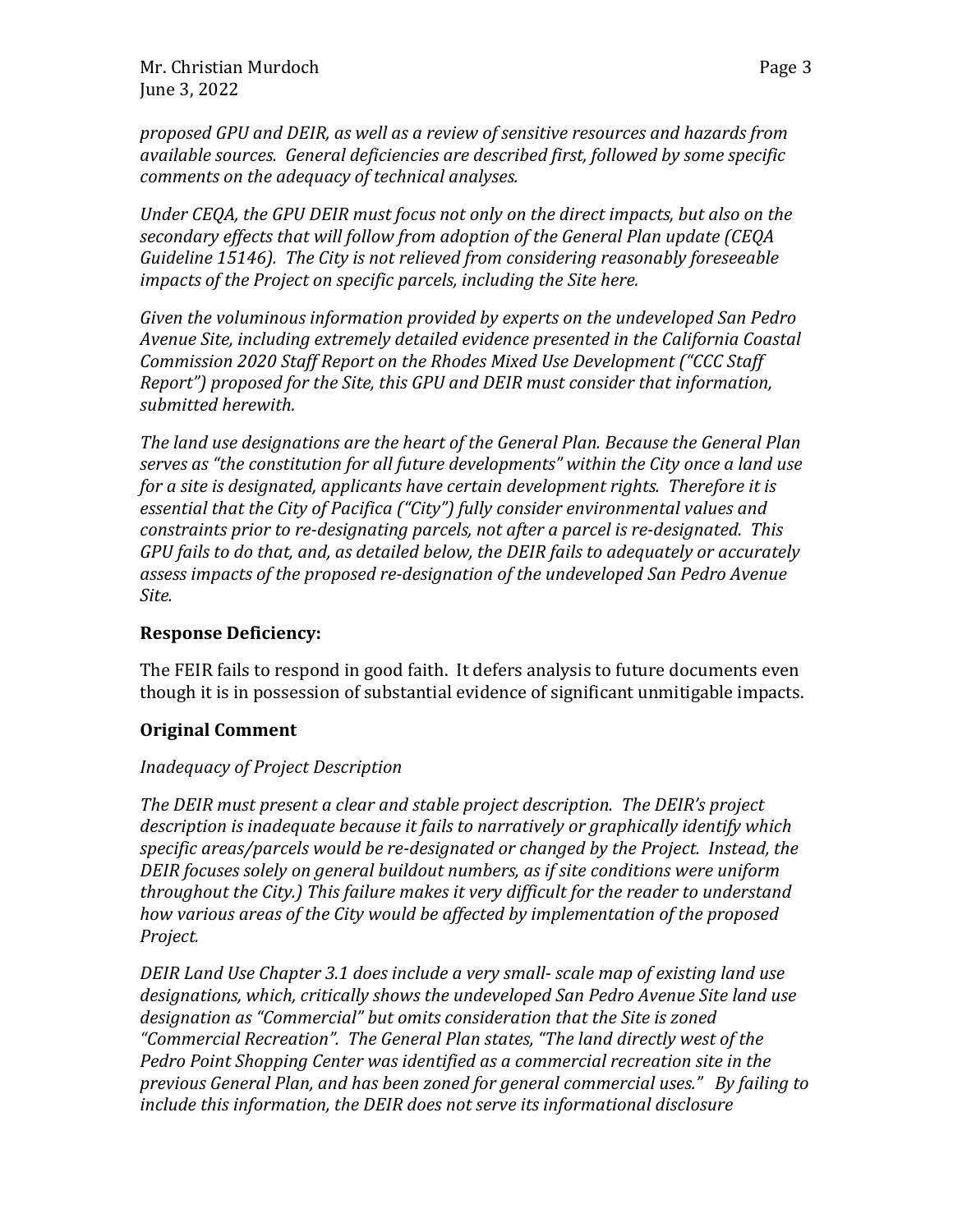*proposed GPU and DEIR, as well as a review of sensitive resources and hazards from available sources. General deficiencies are described first, followed by some specific comments on the adequacy of technical analyses.*

*Under CEQA, the GPU DEIR must focus not only on the direct impacts, but also on the secondary effects that will follow from adoption of the General Plan update (CEQA Guideline 15146). The City is not relieved from considering reasonably foreseeable impacts of the Project on specific parcels, including the Site here.*

*Given the voluminous information provided by experts on the undeveloped San Pedro Avenue Site, including extremely detailed evidence presented in the California Coastal Commission 2020 Staff Report on the Rhodes Mixed Use Development ("CCC Staff Report") proposed for the Site, this GPU and DEIR must consider that information, submitted herewith.*

*The land use designations are the heart of the General Plan. Because the General Plan serves as "the constitution for all future developments" within the City once a land use for a site is designated, applicants have certain development rights. Therefore it is essential that the City of Pacifica ("City") fully consider environmental values and constraints prior to re-designating parcels, not after a parcel is re-designated. This GPU fails to do that, and, as detailed below, the DEIR fails to adequately or accurately assess impacts of the proposed re-designation of the undeveloped San Pedro Avenue Site.*

**Response Deficiency:**

The FEIR fails to respond in good faith. It defers analysis to future documents even though it is in possession of substantial evidence of significant unmitigable impacts.

**Original Comment**

*Inadequacy of Project Description*

*The DEIR must present a clear and stable project description. The DEIR's project description is inadequate because it fails to narratively or graphically identify which specific areas/parcels would be re-designated or changed by the Project. Instead, the DEIR focuses solely on general buildout numbers, as if site conditions were uniform throughout the City.) This failure makes it very difficult for the reader to understand how various areas of the City would be affected by implementation of the proposed Project.*

*DEIR Land Use Chapter 3.1 does include a very small- scale map of existing land use designations, which, critically shows the undeveloped San Pedro Avenue Site land use designation as "Commercial" but omits consideration that the Site is zoned "Commercial Recreation". The General Plan states, "The land directly west of the Pedro Point Shopping Center was identified as a commercial recreation site in the previous General Plan, and has been zoned for general commercial uses." By failing to include this information, the DEIR does not serve its informational disclosure*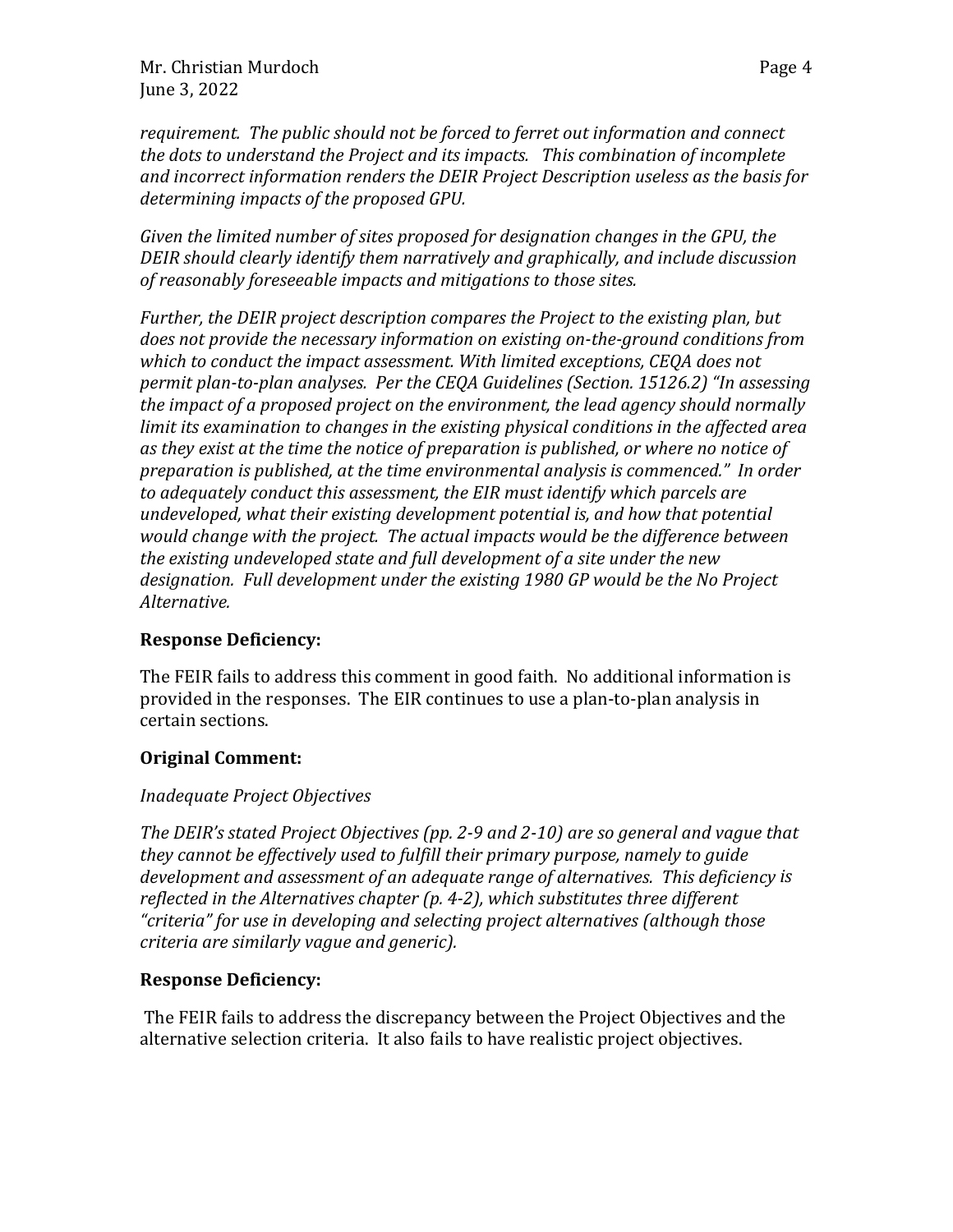*requirement. The public should not be forced to ferret out information and connect the dots to understand the Project and its impacts. This combination of incomplete and incorrect information renders the DEIR Project Description useless as the basis for determining impacts of the proposed GPU.*

*Given the limited number of sites proposed for designation changes in the GPU, the DEIR should clearly identify them narratively and graphically, and include discussion of reasonably foreseeable impacts and mitigations to those sites.*

*Further, the DEIR project description compares the Project to the existing plan, but does not provide the necessary information on existing on-the-ground conditions from which to conduct the impact assessment. With limited exceptions, CEQA does not permit plan-to-plan analyses. Per the CEQA Guidelines (Section. 15126.2) "In assessing the impact of a proposed project on the environment, the lead agency should normally limit its examination to changes in the existing physical conditions in the affected area as they exist at the time the notice of preparation is published, or where no notice of preparation is published, at the time environmental analysis is commenced." In order to adequately conduct this assessment, the EIR must identify which parcels are undeveloped, what their existing development potential is, and how that potential would change with the project. The actual impacts would be the difference between the existing undeveloped state and full development of a site under the new designation. Full development under the existing 1980 GP would be the No Project Alternative.*

**Response Deficiency:**

The FEIR fails to address this comment in good faith. No additional information is provided in the responses. The EIR continues to use a plan-to-plan analysis in certain sections.

**Original Comment:**

*Inadequate Project Objectives*

*The DEIR's stated Project Objectives (pp. 2-9 and 2-10) are so general and vague that they cannot be effectively used to fulfill their primary purpose, namely to guide development and assessment of an adequate range of alternatives. This deficiency is reflected in the Alternatives chapter (p. 4-2), which substitutes three different "criteria" for use in developing and selecting project alternatives (although those criteria are similarly vague and generic).*

**Response Deficiency:**

The FEIR fails to address the discrepancy between the Project Objectives and the alternative selection criteria. It also fails to have realistic project objectives.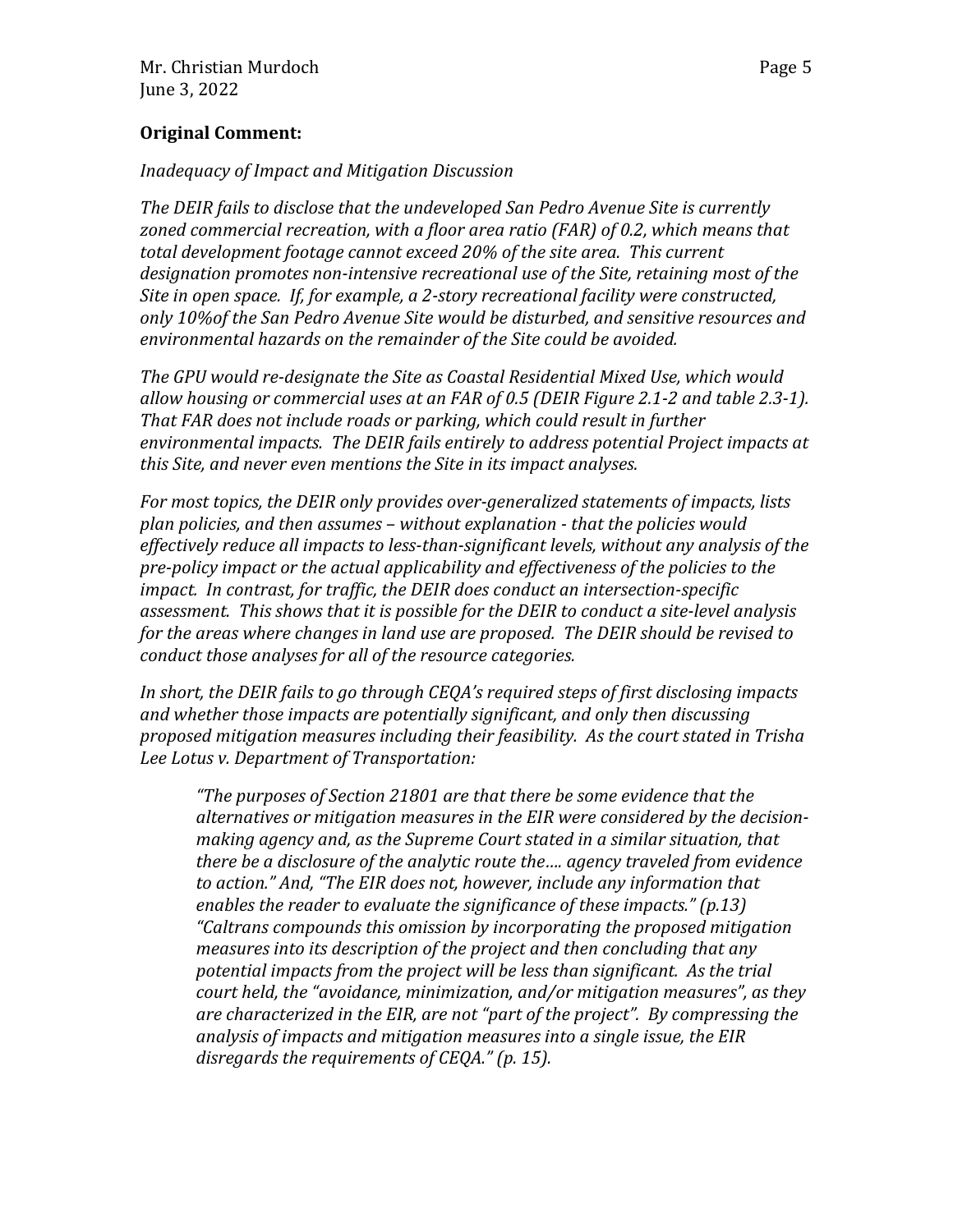**Original Comment:**

*Inadequacy of Impact and Mitigation Discussion*

*The DEIR fails to disclose that the undeveloped San Pedro Avenue Site is currently zoned commercial recreation, with a floor area ratio (FAR) of 0.2, which means that total development footage cannot exceed 20% of the site area. This current designation promotes non-intensive recreational use of the Site, retaining most of the Site in open space. If, for example, a 2-story recreational facility were constructed, only 10%of the San Pedro Avenue Site would be disturbed, and sensitive resources and environmental hazards on the remainder of the Site could be avoided.*

*The GPU would re-designate the Site as Coastal Residential Mixed Use, which would allow housing or commercial uses at an FAR of 0.5 (DEIR Figure 2.1-2 and table 2.3-1). That FAR does not include roads or parking, which could result in further environmental impacts. The DEIR fails entirely to address potential Project impacts at this Site, and never even mentions the Site in its impact analyses.*

*For most topics, the DEIR only provides over-generalized statements of impacts, lists plan policies, and then assumes – without explanation - that the policies would effectively reduce all impacts to less-than-significant levels, without any analysis of the pre-policy impact or the actual applicability and effectiveness of the policies to the impact. In contrast, for traffic, the DEIR does conduct an intersection-specific assessment. This shows that it is possible for the DEIR to conduct a site-level analysis for the areas where changes in land use are proposed. The DEIR should be revised to conduct those analyses for all of the resource categories.*

*In short, the DEIR fails to go through CEQA's required steps of first disclosing impacts and whether those impacts are potentially significant, and only then discussing proposed mitigation measures including their feasibility. As the court stated in Trisha Lee Lotus v. Department of Transportation:*

> *"The purposes of Section 21801 are that there be some evidence that the alternatives or mitigation measures in the EIR were considered by the decision-making agency and, as the Supreme Court stated in a similar situation, that there be a disclosure of the analytic route the…. agency traveled from evidence to action." And, "The EIR does not, however, include any information that enables the reader to evaluate the significance of these impacts." (p.13) "Caltrans compounds this omission by incorporating the proposed mitigation measures into its description of the project and then concluding that any potential impacts from the project will be less than significant. As the trial court held, the "avoidance, minimization, and/or mitigation measures", as they are characterized in the EIR, are not "part of the project". By compressing the analysis of impacts and mitigation measures into a single issue, the EIR disregards the requirements of CEQA." (p. 15).*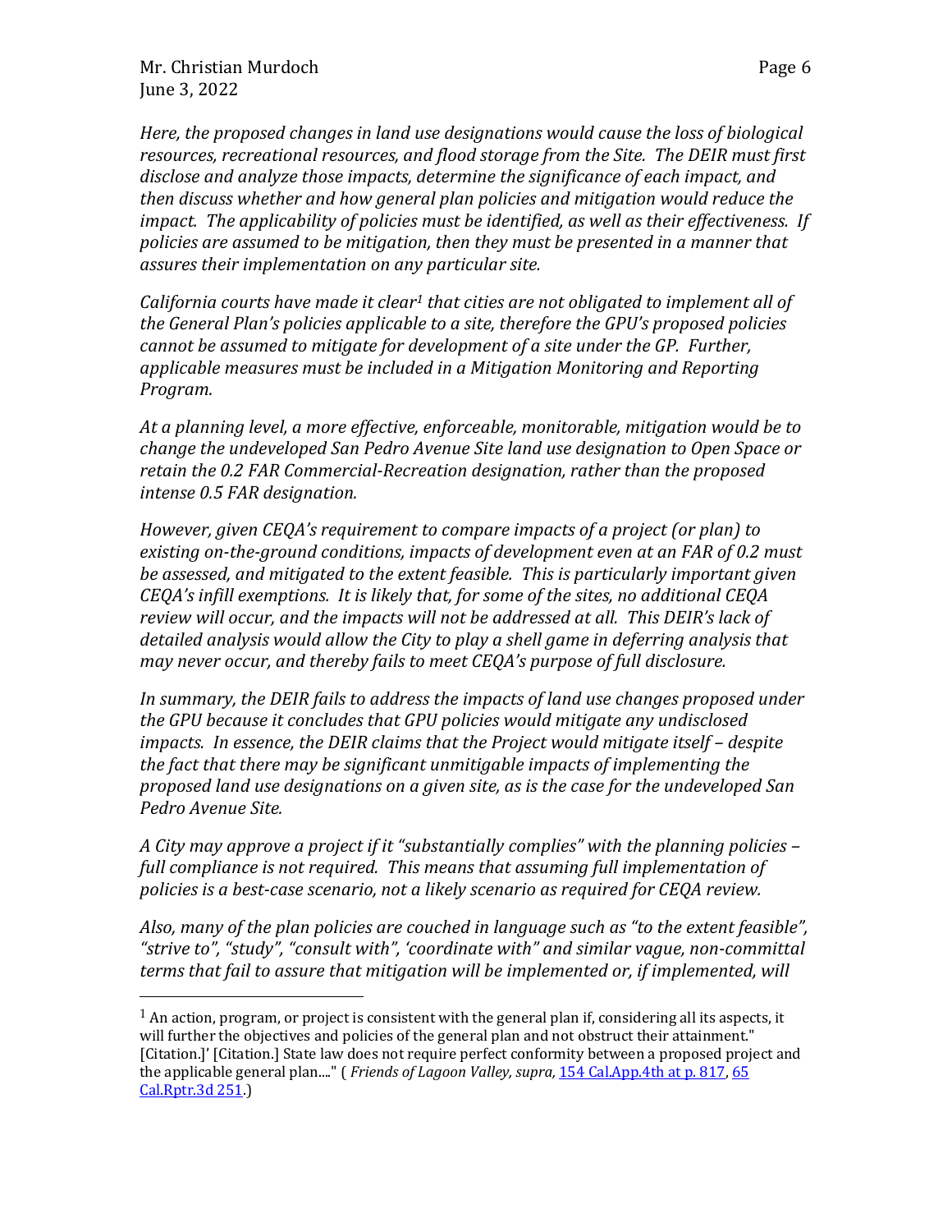*Here, the proposed changes in land use designations would cause the loss of biological resources, recreational resources, and flood storage from the Site. The DEIR must first disclose and analyze those impacts, determine the significance of each impact, and then discuss whether and how general plan policies and mitigation would reduce the impact. The applicability of policies must be identified, as well as their effectiveness. If policies are assumed to be mitigation, then they must be presented in a manner that assures their implementation on any particular site.*

*California courts have made it clear[1] that cities are not obligated to implement all of the General Plan's policies applicable to a site, therefore the GPU's proposed policies cannot be assumed to mitigate for development of a site under the GP. Further, applicable measures must be included in a Mitigation Monitoring and Reporting Program.*

*At a planning level, a more effective, enforceable, monitorable, mitigation would be to change the undeveloped San Pedro Avenue Site land use designation to Open Space or retain the 0.2 FAR Commercial-Recreation designation, rather than the proposed intense 0.5 FAR designation.*

*However, given CEQA's requirement to compare impacts of a project (or plan) to existing on-the-ground conditions, impacts of development even at an FAR of 0.2 must be assessed, and mitigated to the extent feasible. This is particularly important given CEQA's infill exemptions. It is likely that, for some of the sites, no additional CEQA review will occur, and the impacts will not be addressed at all. This DEIR's lack of detailed analysis would allow the City to play a shell game in deferring analysis that may never occur, and thereby fails to meet CEQA's purpose of full disclosure.*

*In summary, the DEIR fails to address the impacts of land use changes proposed under the GPU because it concludes that GPU policies would mitigate any undisclosed impacts. In essence, the DEIR claims that the Project would mitigate itself – despite the fact that there may be significant unmitigable impacts of implementing the proposed land use designations on a given site, as is the case for the undeveloped San Pedro Avenue Site.*

*A City may approve a project if it "substantially complies" with the planning policies – full compliance is not required. This means that assuming full implementation of policies is a best-case scenario, not a likely scenario as required for CEQA review.*

*Also, many of the plan policies are couched in language such as "to the extent feasible", "strive to", "study", "consult with", 'coordinate with" and similar vague, non-committal terms that fail to assure that mitigation will be implemented or, if implemented, will*

---

[1] An action, program, or project is consistent with the general plan if, considering all its aspects, it will further the objectives and policies of the general plan and not obstruct their attainment." [Citation.]' [Citation.] State law does not require perfect conformity between a proposed project and the applicable general plan...." ( *Friends of Lagoon Valley, supra,* 154 Cal.App.4th at p. 817, 65 Cal.Rptr.3d 251.)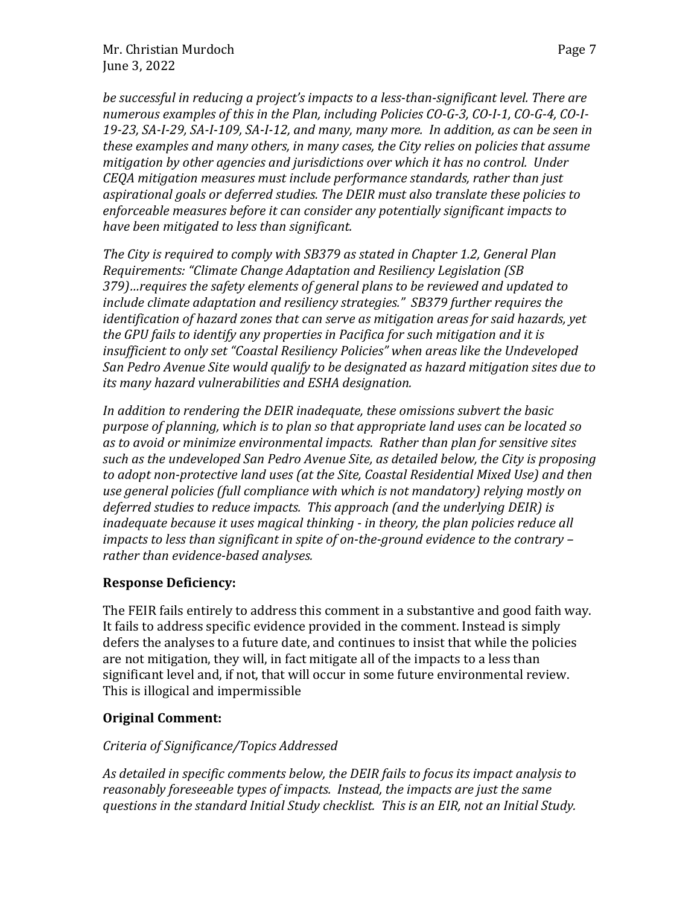*be successful in reducing a project's impacts to a less-than-significant level. There are numerous examples of this in the Plan, including Policies CO-G-3, CO-I-1, CO-G-4, CO-I-19-23, SA-I-29, SA-I-109, SA-I-12, and many, many more. In addition, as can be seen in these examples and many others, in many cases, the City relies on policies that assume mitigation by other agencies and jurisdictions over which it has no control. Under CEQA mitigation measures must include performance standards, rather than just aspirational goals or deferred studies. The DEIR must also translate these policies to enforceable measures before it can consider any potentially significant impacts to have been mitigated to less than significant.*

*The City is required to comply with SB379 as stated in Chapter 1.2, General Plan Requirements: "Climate Change Adaptation and Resiliency Legislation (SB 379)…requires the safety elements of general plans to be reviewed and updated to include climate adaptation and resiliency strategies." SB379 further requires the identification of hazard zones that can serve as mitigation areas for said hazards, yet the GPU fails to identify any properties in Pacifica for such mitigation and it is insufficient to only set "Coastal Resiliency Policies" when areas like the Undeveloped San Pedro Avenue Site would qualify to be designated as hazard mitigation sites due to its many hazard vulnerabilities and ESHA designation.*

*In addition to rendering the DEIR inadequate, these omissions subvert the basic purpose of planning, which is to plan so that appropriate land uses can be located so as to avoid or minimize environmental impacts. Rather than plan for sensitive sites such as the undeveloped San Pedro Avenue Site, as detailed below, the City is proposing to adopt non-protective land uses (at the Site, Coastal Residential Mixed Use) and then use general policies (full compliance with which is not mandatory) relying mostly on deferred studies to reduce impacts. This approach (and the underlying DEIR) is inadequate because it uses magical thinking - in theory, the plan policies reduce all impacts to less than significant in spite of on-the-ground evidence to the contrary – rather than evidence-based analyses.*

**Response Deficiency:**

The FEIR fails entirely to address this comment in a substantive and good faith way. It fails to address specific evidence provided in the comment. Instead is simply defers the analyses to a future date, and continues to insist that while the policies are not mitigation, they will, in fact mitigate all of the impacts to a less than significant level and, if not, that will occur in some future environmental review. This is illogical and impermissible

**Original Comment:**

*Criteria of Significance/Topics Addressed*

*As detailed in specific comments below, the DEIR fails to focus its impact analysis to reasonably foreseeable types of impacts. Instead, the impacts are just the same questions in the standard Initial Study checklist. This is an EIR, not an Initial Study.*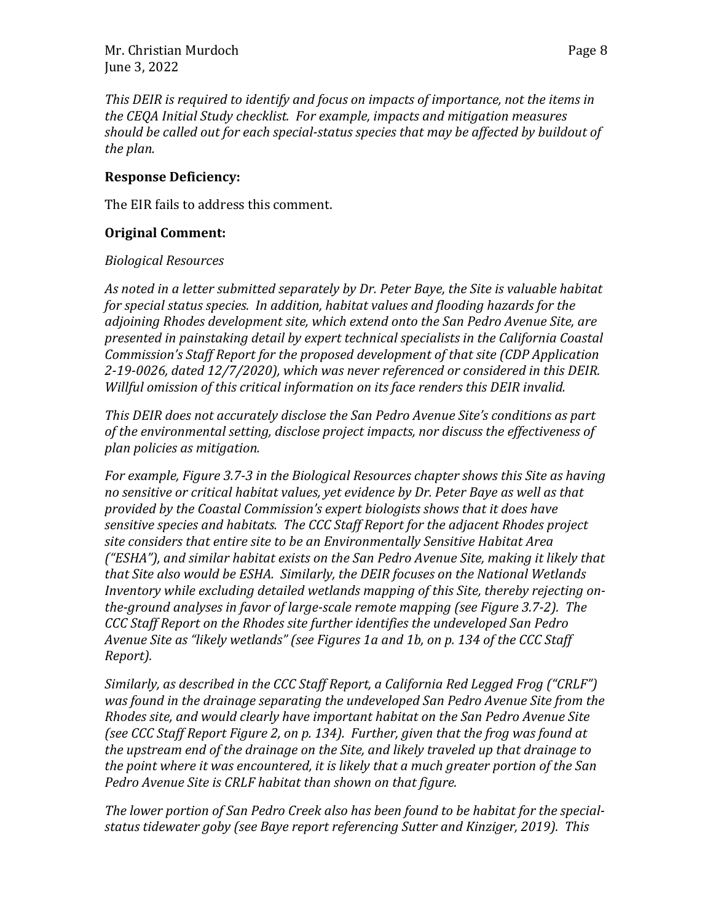*This DEIR is required to identify and focus on impacts of importance, not the items in the CEQA Initial Study checklist. For example, impacts and mitigation measures should be called out for each special-status species that may be affected by buildout of the plan.*

**Response Deficiency:**

The EIR fails to address this comment.

**Original Comment:**

*Biological Resources*

*As noted in a letter submitted separately by Dr. Peter Baye, the Site is valuable habitat for special status species. In addition, habitat values and flooding hazards for the adjoining Rhodes development site, which extend onto the San Pedro Avenue Site, are presented in painstaking detail by expert technical specialists in the California Coastal Commission's Staff Report for the proposed development of that site (CDP Application 2-19-0026, dated 12/7/2020), which was never referenced or considered in this DEIR. Willful omission of this critical information on its face renders this DEIR invalid.*

*This DEIR does not accurately disclose the San Pedro Avenue Site's conditions as part of the environmental setting, disclose project impacts, nor discuss the effectiveness of plan policies as mitigation.*

*For example, Figure 3.7-3 in the Biological Resources chapter shows this Site as having no sensitive or critical habitat values, yet evidence by Dr. Peter Baye as well as that provided by the Coastal Commission's expert biologists shows that it does have sensitive species and habitats. The CCC Staff Report for the adjacent Rhodes project site considers that entire site to be an Environmentally Sensitive Habitat Area ("ESHA"), and similar habitat exists on the San Pedro Avenue Site, making it likely that that Site also would be ESHA. Similarly, the DEIR focuses on the National Wetlands Inventory while excluding detailed wetlands mapping of this Site, thereby rejecting on-the-ground analyses in favor of large-scale remote mapping (see Figure 3.7-2). The CCC Staff Report on the Rhodes site further identifies the undeveloped San Pedro Avenue Site as "likely wetlands" (see Figures 1a and 1b, on p. 134 of the CCC Staff Report).*

*Similarly, as described in the CCC Staff Report, a California Red Legged Frog ("CRLF") was found in the drainage separating the undeveloped San Pedro Avenue Site from the Rhodes site, and would clearly have important habitat on the San Pedro Avenue Site (see CCC Staff Report Figure 2, on p. 134). Further, given that the frog was found at the upstream end of the drainage on the Site, and likely traveled up that drainage to the point where it was encountered, it is likely that a much greater portion of the San Pedro Avenue Site is CRLF habitat than shown on that figure.*

*The lower portion of San Pedro Creek also has been found to be habitat for the special-status tidewater goby (see Baye report referencing Sutter and Kinziger, 2019). This*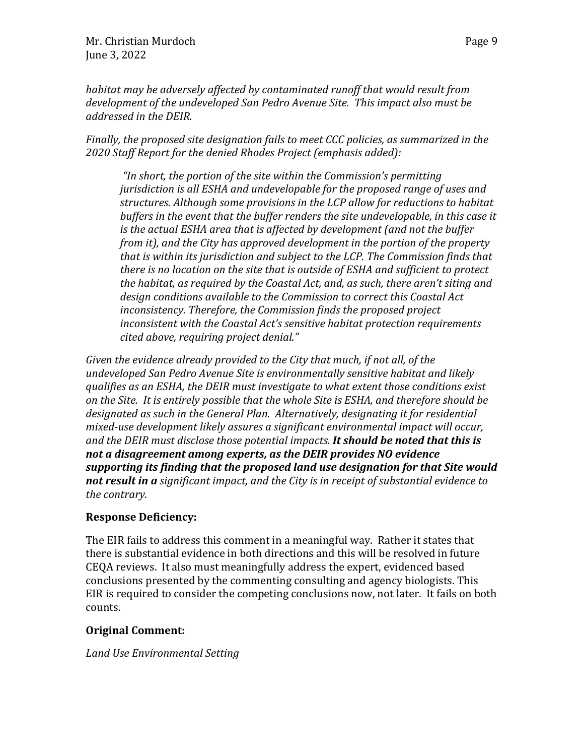*habitat may be adversely affected by contaminated runoff that would result from development of the undeveloped San Pedro Avenue Site. This impact also must be addressed in the DEIR.*

*Finally, the proposed site designation fails to meet CCC policies, as summarized in the 2020 Staff Report for the denied Rhodes Project (emphasis added):*

> *"In short, the portion of the site within the Commission's permitting jurisdiction is all ESHA and undevelopable for the proposed range of uses and structures. Although some provisions in the LCP allow for reductions to habitat buffers in the event that the buffer renders the site undevelopable, in this case it is the actual ESHA area that is affected by development (and not the buffer from it), and the City has approved development in the portion of the property that is within its jurisdiction and subject to the LCP. The Commission finds that there is no location on the site that is outside of ESHA and sufficient to protect the habitat, as required by the Coastal Act, and, as such, there aren't siting and design conditions available to the Commission to correct this Coastal Act inconsistency. Therefore, the Commission finds the proposed project inconsistent with the Coastal Act's sensitive habitat protection requirements cited above, requiring project denial."*

*Given the evidence already provided to the City that much, if not all, of the undeveloped San Pedro Avenue Site is environmentally sensitive habitat and likely qualifies as an ESHA, the DEIR must investigate to what extent those conditions exist on the Site. It is entirely possible that the whole Site is ESHA, and therefore should be designated as such in the General Plan. Alternatively, designating it for residential mixed-use development likely assures a significant environmental impact will occur, and the DEIR must disclose those potential impacts.* ***It should be noted that this is not a disagreement among experts, as the DEIR provides NO evidence supporting its finding that the proposed land use designation for that Site would not result in a*** *significant impact, and the City is in receipt of substantial evidence to the contrary.*

**Response Deficiency:**

The EIR fails to address this comment in a meaningful way. Rather it states that there is substantial evidence in both directions and this will be resolved in future CEQA reviews. It also must meaningfully address the expert, evidenced based conclusions presented by the commenting consulting and agency biologists. This EIR is required to consider the competing conclusions now, not later. It fails on both counts.

**Original Comment:**

*Land Use Environmental Setting*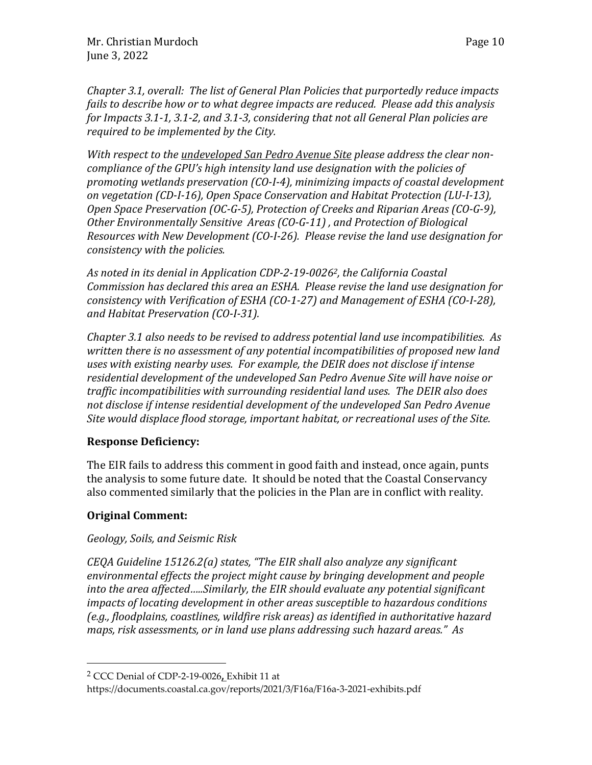*Chapter 3.1, overall: The list of General Plan Policies that purportedly reduce impacts fails to describe how or to what degree impacts are reduced. Please add this analysis for Impacts 3.1-1, 3.1-2, and 3.1-3, considering that not all General Plan policies are required to be implemented by the City.*

*With respect to the <u>undeveloped San Pedro Avenue Site</u> please address the clear non-compliance of the GPU's high intensity land use designation with the policies of promoting wetlands preservation (CO-I-4), minimizing impacts of coastal development on vegetation (CD-I-16), Open Space Conservation and Habitat Protection (LU-I-13), Open Space Preservation (OC-G-5), Protection of Creeks and Riparian Areas (CO-G-9), Other Environmentally Sensitive Areas (CO-G-11) , and Protection of Biological Resources with New Development (CO-I-26). Please revise the land use designation for consistency with the policies.*

*As noted in its denial in Application CDP-2-19-0026[2], the California Coastal Commission has declared this area an ESHA. Please revise the land use designation for consistency with Verification of ESHA (CO-1-27) and Management of ESHA (CO-I-28), and Habitat Preservation (CO-I-31).*

*Chapter 3.1 also needs to be revised to address potential land use incompatibilities. As written there is no assessment of any potential incompatibilities of proposed new land uses with existing nearby uses. For example, the DEIR does not disclose if intense residential development of the undeveloped San Pedro Avenue Site will have noise or traffic incompatibilities with surrounding residential land uses. The DEIR also does not disclose if intense residential development of the undeveloped San Pedro Avenue Site would displace flood storage, important habitat, or recreational uses of the Site.*

**Response Deficiency:**

The EIR fails to address this comment in good faith and instead, once again, punts the analysis to some future date. It should be noted that the Coastal Conservancy also commented similarly that the policies in the Plan are in conflict with reality.

**Original Comment:**

*Geology, Soils, and Seismic Risk*

*CEQA Guideline 15126.2(a) states, "The EIR shall also analyze any significant environmental effects the project might cause by bringing development and people into the area affected.....Similarly, the EIR should evaluate any potential significant impacts of locating development in other areas susceptible to hazardous conditions (e.g., floodplains, coastlines, wildfire risk areas) as identified in authoritative hazard maps, risk assessments, or in land use plans addressing such hazard areas." As*

---

[2] CCC Denial of CDP-2-19-0026, Exhibit 11 at https://documents.coastal.ca.gov/reports/2021/3/F16a/F16a-3-2021-exhibits.pdf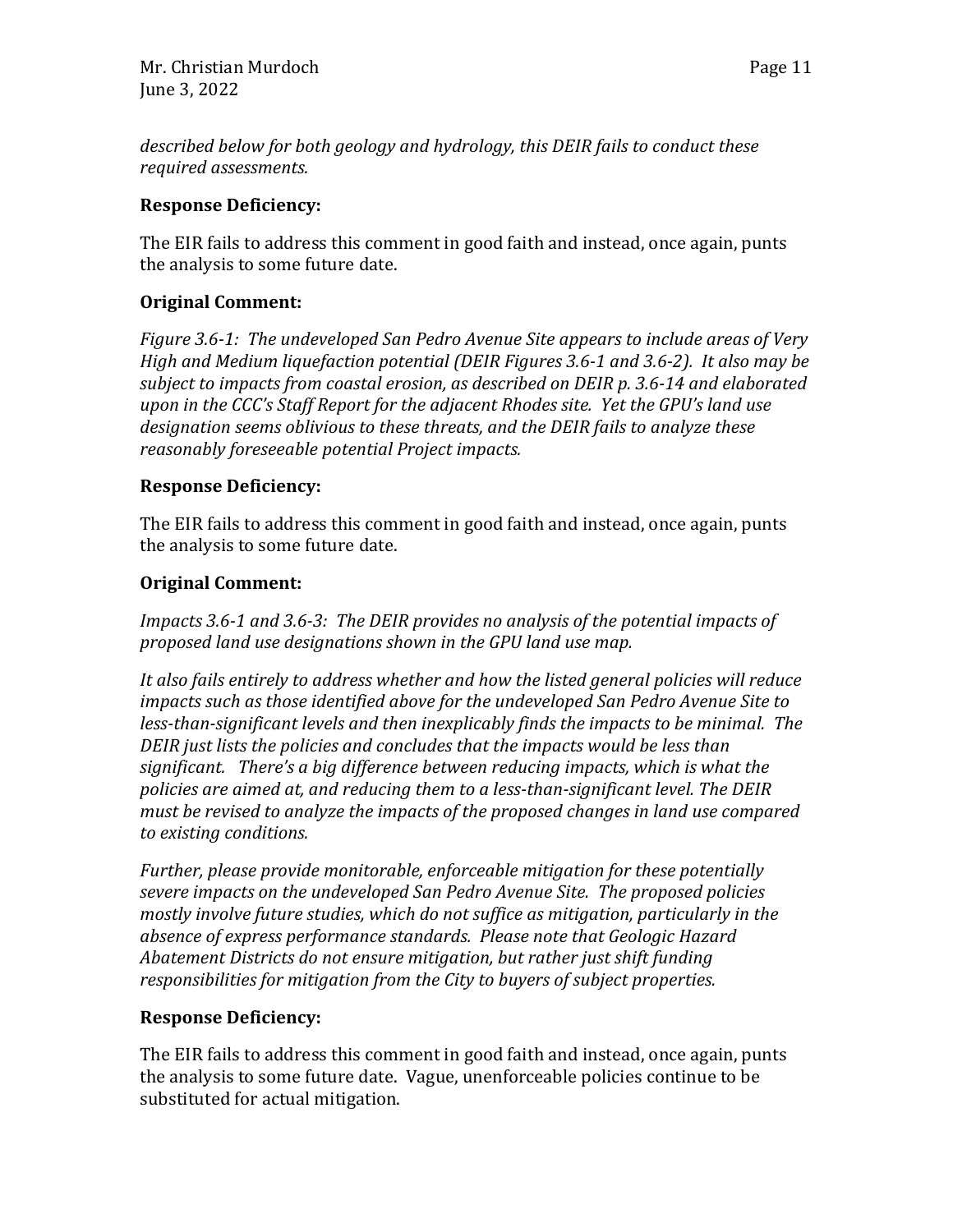*described below for both geology and hydrology, this DEIR fails to conduct these required assessments.*

**Response Deficiency:**

The EIR fails to address this comment in good faith and instead, once again, punts the analysis to some future date.

**Original Comment:**

*Figure 3.6-1: The undeveloped San Pedro Avenue Site appears to include areas of Very High and Medium liquefaction potential (DEIR Figures 3.6-1 and 3.6-2). It also may be subject to impacts from coastal erosion, as described on DEIR p. 3.6-14 and elaborated upon in the CCC's Staff Report for the adjacent Rhodes site. Yet the GPU's land use designation seems oblivious to these threats, and the DEIR fails to analyze these reasonably foreseeable potential Project impacts.*

**Response Deficiency:**

The EIR fails to address this comment in good faith and instead, once again, punts the analysis to some future date.

**Original Comment:**

*Impacts 3.6-1 and 3.6-3: The DEIR provides no analysis of the potential impacts of proposed land use designations shown in the GPU land use map.*

*It also fails entirely to address whether and how the listed general policies will reduce impacts such as those identified above for the undeveloped San Pedro Avenue Site to less-than-significant levels and then inexplicably finds the impacts to be minimal. The DEIR just lists the policies and concludes that the impacts would be less than significant. There's a big difference between reducing impacts, which is what the policies are aimed at, and reducing them to a less-than-significant level. The DEIR must be revised to analyze the impacts of the proposed changes in land use compared to existing conditions.*

*Further, please provide monitorable, enforceable mitigation for these potentially severe impacts on the undeveloped San Pedro Avenue Site. The proposed policies mostly involve future studies, which do not suffice as mitigation, particularly in the absence of express performance standards. Please note that Geologic Hazard Abatement Districts do not ensure mitigation, but rather just shift funding responsibilities for mitigation from the City to buyers of subject properties.*

**Response Deficiency:**

The EIR fails to address this comment in good faith and instead, once again, punts the analysis to some future date. Vague, unenforceable policies continue to be substituted for actual mitigation.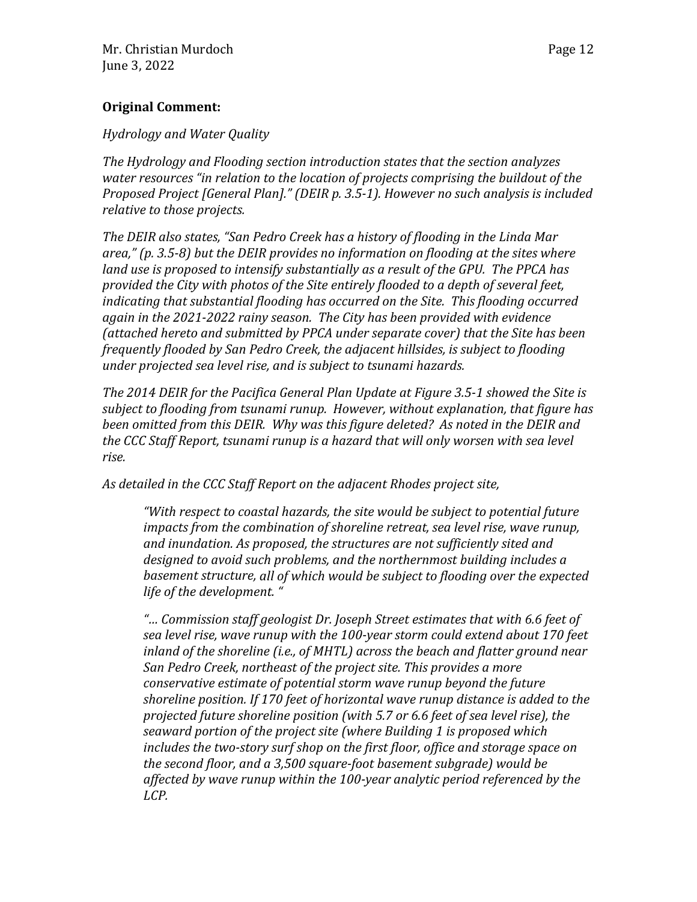**Original Comment:**

*Hydrology and Water Quality*

*The Hydrology and Flooding section introduction states that the section analyzes water resources "in relation to the location of projects comprising the buildout of the Proposed Project [General Plan]." (DEIR p. 3.5-1). However no such analysis is included relative to those projects.*

*The DEIR also states, "San Pedro Creek has a history of flooding in the Linda Mar area," (p. 3.5-8) but the DEIR provides no information on flooding at the sites where land use is proposed to intensify substantially as a result of the GPU. The PPCA has provided the City with photos of the Site entirely flooded to a depth of several feet, indicating that substantial flooding has occurred on the Site. This flooding occurred again in the 2021-2022 rainy season. The City has been provided with evidence (attached hereto and submitted by PPCA under separate cover) that the Site has been frequently flooded by San Pedro Creek, the adjacent hillsides, is subject to flooding under projected sea level rise, and is subject to tsunami hazards.*

*The 2014 DEIR for the Pacifica General Plan Update at Figure 3.5-1 showed the Site is subject to flooding from tsunami runup. However, without explanation, that figure has been omitted from this DEIR. Why was this figure deleted? As noted in the DEIR and the CCC Staff Report, tsunami runup is a hazard that will only worsen with sea level rise.*

*As detailed in the CCC Staff Report on the adjacent Rhodes project site,*

> *"With respect to coastal hazards, the site would be subject to potential future impacts from the combination of shoreline retreat, sea level rise, wave runup, and inundation. As proposed, the structures are not sufficiently sited and designed to avoid such problems, and the northernmost building includes a basement structure, all of which would be subject to flooding over the expected life of the development. "*
>
> *"… Commission staff geologist Dr. Joseph Street estimates that with 6.6 feet of sea level rise, wave runup with the 100-year storm could extend about 170 feet inland of the shoreline (i.e., of MHTL) across the beach and flatter ground near San Pedro Creek, northeast of the project site. This provides a more conservative estimate of potential storm wave runup beyond the future shoreline position. If 170 feet of horizontal wave runup distance is added to the projected future shoreline position (with 5.7 or 6.6 feet of sea level rise), the seaward portion of the project site (where Building 1 is proposed which includes the two-story surf shop on the first floor, office and storage space on the second floor, and a 3,500 square-foot basement subgrade) would be affected by wave runup within the 100-year analytic period referenced by the LCP.*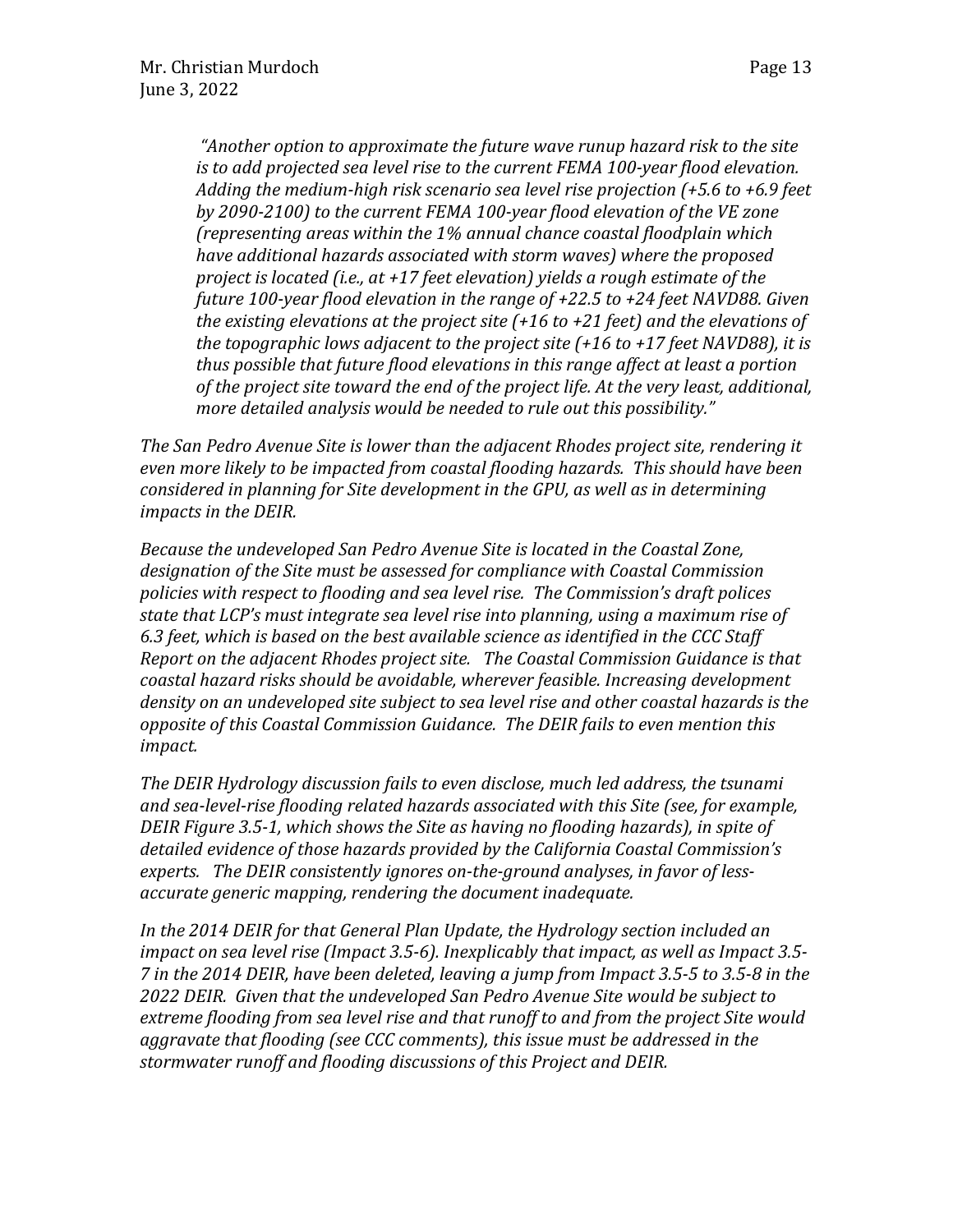*"Another option to approximate the future wave runup hazard risk to the site is to add projected sea level rise to the current FEMA 100-year flood elevation. Adding the medium-high risk scenario sea level rise projection (+5.6 to +6.9 feet by 2090-2100) to the current FEMA 100-year flood elevation of the VE zone (representing areas within the 1% annual chance coastal floodplain which have additional hazards associated with storm waves) where the proposed project is located (i.e., at +17 feet elevation) yields a rough estimate of the future 100-year flood elevation in the range of +22.5 to +24 feet NAVD88. Given the existing elevations at the project site (+16 to +21 feet) and the elevations of the topographic lows adjacent to the project site (+16 to +17 feet NAVD88), it is thus possible that future flood elevations in this range affect at least a portion of the project site toward the end of the project life. At the very least, additional, more detailed analysis would be needed to rule out this possibility."*

*The San Pedro Avenue Site is lower than the adjacent Rhodes project site, rendering it even more likely to be impacted from coastal flooding hazards. This should have been considered in planning for Site development in the GPU, as well as in determining impacts in the DEIR.*

*Because the undeveloped San Pedro Avenue Site is located in the Coastal Zone, designation of the Site must be assessed for compliance with Coastal Commission policies with respect to flooding and sea level rise. The Commission's draft polices state that LCP's must integrate sea level rise into planning, using a maximum rise of 6.3 feet, which is based on the best available science as identified in the CCC Staff Report on the adjacent Rhodes project site. The Coastal Commission Guidance is that coastal hazard risks should be avoidable, wherever feasible. Increasing development density on an undeveloped site subject to sea level rise and other coastal hazards is the opposite of this Coastal Commission Guidance. The DEIR fails to even mention this impact.*

*The DEIR Hydrology discussion fails to even disclose, much led address, the tsunami and sea-level-rise flooding related hazards associated with this Site (see, for example, DEIR Figure 3.5-1, which shows the Site as having no flooding hazards), in spite of detailed evidence of those hazards provided by the California Coastal Commission's experts. The DEIR consistently ignores on-the-ground analyses, in favor of less-accurate generic mapping, rendering the document inadequate.*

*In the 2014 DEIR for that General Plan Update, the Hydrology section included an impact on sea level rise (Impact 3.5-6). Inexplicably that impact, as well as Impact 3.5-7 in the 2014 DEIR, have been deleted, leaving a jump from Impact 3.5-5 to 3.5-8 in the 2022 DEIR. Given that the undeveloped San Pedro Avenue Site would be subject to extreme flooding from sea level rise and that runoff to and from the project Site would aggravate that flooding (see CCC comments), this issue must be addressed in the stormwater runoff and flooding discussions of this Project and DEIR.*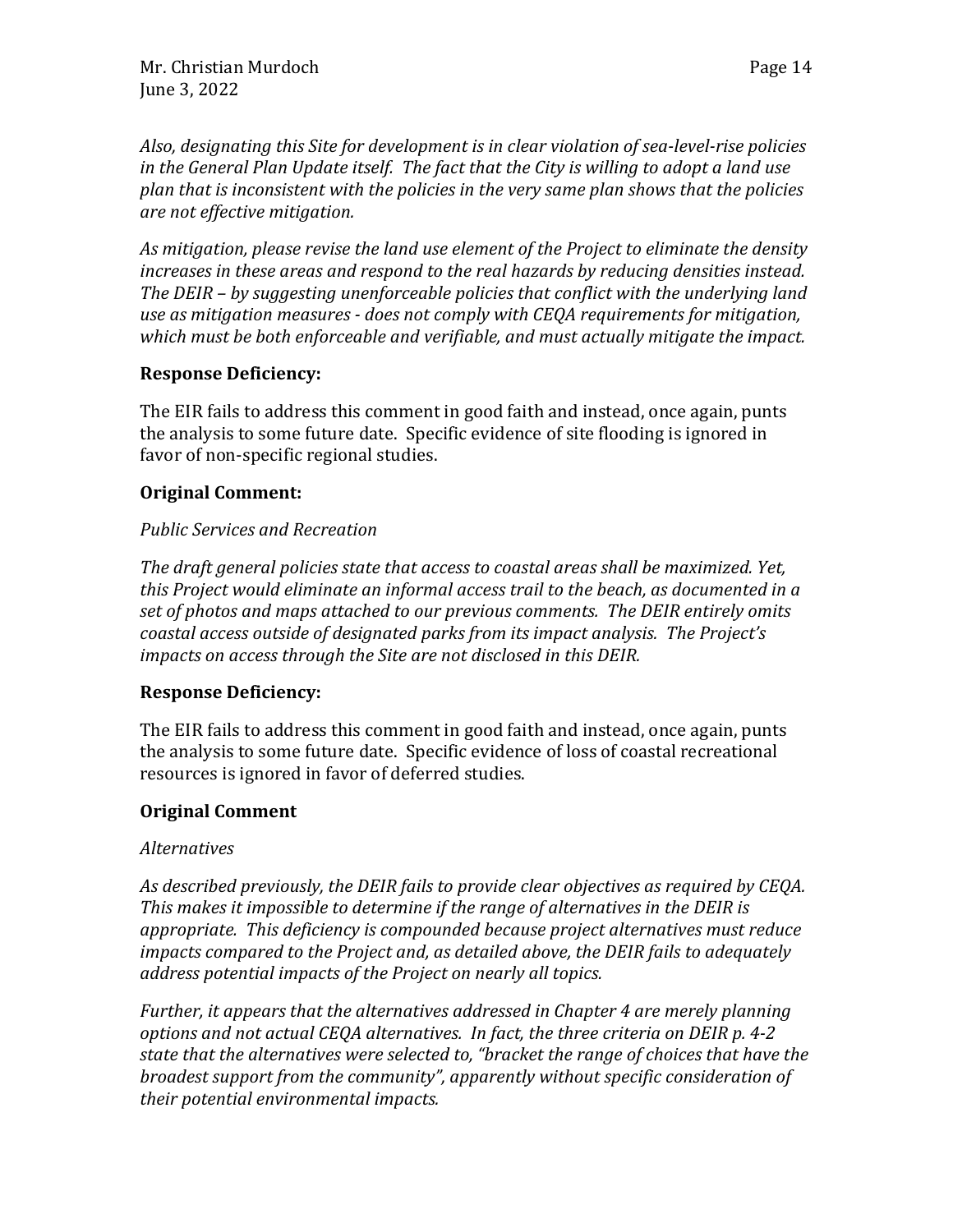*Also, designating this Site for development is in clear violation of sea-level-rise policies in the General Plan Update itself. The fact that the City is willing to adopt a land use plan that is inconsistent with the policies in the very same plan shows that the policies are not effective mitigation.*

*As mitigation, please revise the land use element of the Project to eliminate the density increases in these areas and respond to the real hazards by reducing densities instead. The DEIR – by suggesting unenforceable policies that conflict with the underlying land use as mitigation measures - does not comply with CEQA requirements for mitigation, which must be both enforceable and verifiable, and must actually mitigate the impact.*

**Response Deficiency:**

The EIR fails to address this comment in good faith and instead, once again, punts the analysis to some future date. Specific evidence of site flooding is ignored in favor of non-specific regional studies.

**Original Comment:**

*Public Services and Recreation*

*The draft general policies state that access to coastal areas shall be maximized. Yet, this Project would eliminate an informal access trail to the beach, as documented in a set of photos and maps attached to our previous comments. The DEIR entirely omits coastal access outside of designated parks from its impact analysis. The Project's impacts on access through the Site are not disclosed in this DEIR.*

**Response Deficiency:**

The EIR fails to address this comment in good faith and instead, once again, punts the analysis to some future date. Specific evidence of loss of coastal recreational resources is ignored in favor of deferred studies.

**Original Comment**

*Alternatives*

*As described previously, the DEIR fails to provide clear objectives as required by CEQA. This makes it impossible to determine if the range of alternatives in the DEIR is appropriate. This deficiency is compounded because project alternatives must reduce impacts compared to the Project and, as detailed above, the DEIR fails to adequately address potential impacts of the Project on nearly all topics.*

*Further, it appears that the alternatives addressed in Chapter 4 are merely planning options and not actual CEQA alternatives. In fact, the three criteria on DEIR p. 4-2 state that the alternatives were selected to, "bracket the range of choices that have the broadest support from the community", apparently without specific consideration of their potential environmental impacts.*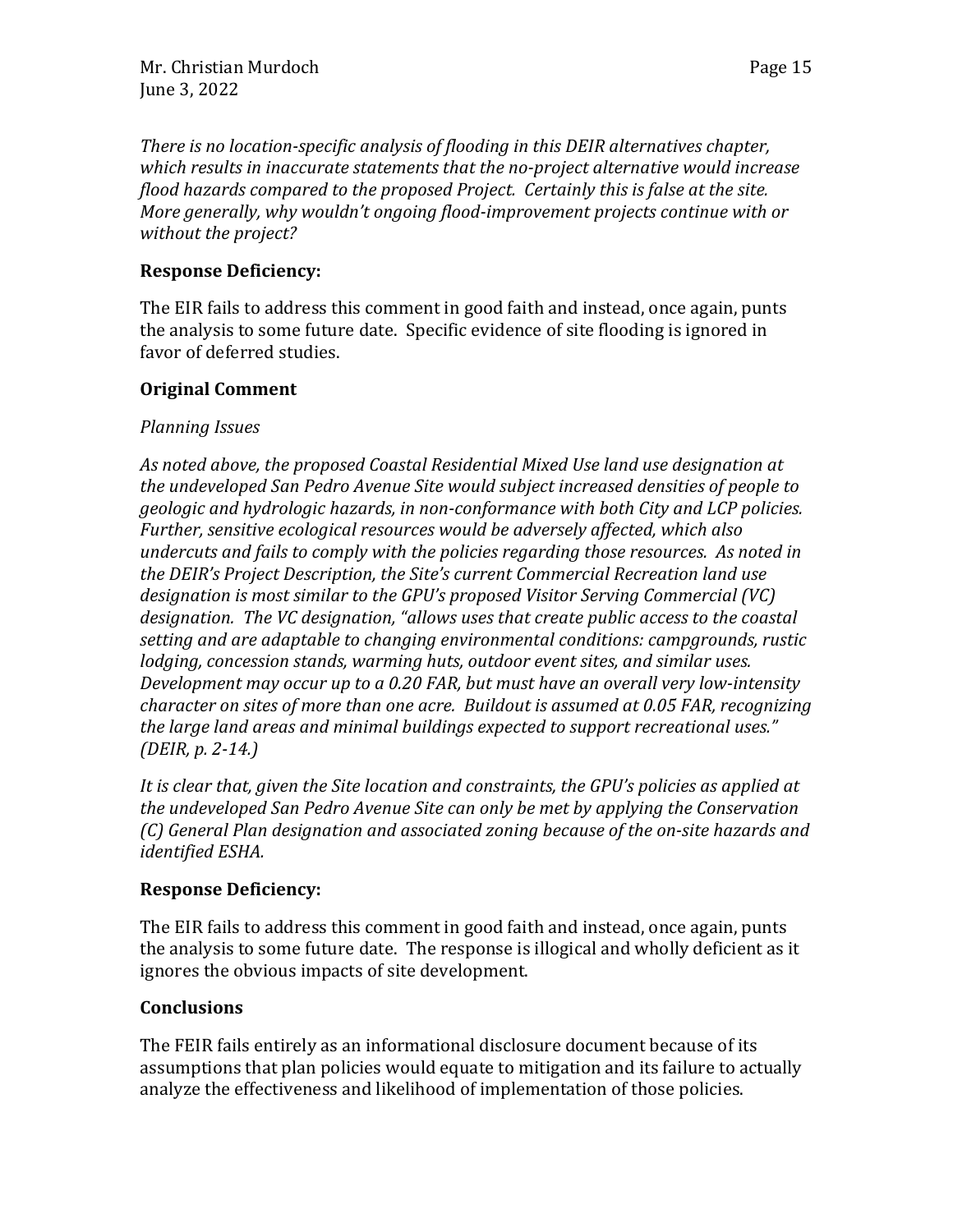*There is no location-specific analysis of flooding in this DEIR alternatives chapter, which results in inaccurate statements that the no-project alternative would increase flood hazards compared to the proposed Project. Certainly this is false at the site. More generally, why wouldn't ongoing flood-improvement projects continue with or without the project?*

**Response Deficiency:**

The EIR fails to address this comment in good faith and instead, once again, punts the analysis to some future date. Specific evidence of site flooding is ignored in favor of deferred studies.

**Original Comment**

*Planning Issues*

*As noted above, the proposed Coastal Residential Mixed Use land use designation at the undeveloped San Pedro Avenue Site would subject increased densities of people to geologic and hydrologic hazards, in non-conformance with both City and LCP policies. Further, sensitive ecological resources would be adversely affected, which also undercuts and fails to comply with the policies regarding those resources. As noted in the DEIR's Project Description, the Site's current Commercial Recreation land use designation is most similar to the GPU's proposed Visitor Serving Commercial (VC) designation. The VC designation, "allows uses that create public access to the coastal setting and are adaptable to changing environmental conditions: campgrounds, rustic lodging, concession stands, warming huts, outdoor event sites, and similar uses. Development may occur up to a 0.20 FAR, but must have an overall very low-intensity character on sites of more than one acre. Buildout is assumed at 0.05 FAR, recognizing the large land areas and minimal buildings expected to support recreational uses." (DEIR, p. 2-14.)*

*It is clear that, given the Site location and constraints, the GPU's policies as applied at the undeveloped San Pedro Avenue Site can only be met by applying the Conservation (C) General Plan designation and associated zoning because of the on-site hazards and identified ESHA.*

**Response Deficiency:**

The EIR fails to address this comment in good faith and instead, once again, punts the analysis to some future date. The response is illogical and wholly deficient as it ignores the obvious impacts of site development.

**Conclusions**

The FEIR fails entirely as an informational disclosure document because of its assumptions that plan policies would equate to mitigation and its failure to actually analyze the effectiveness and likelihood of implementation of those policies.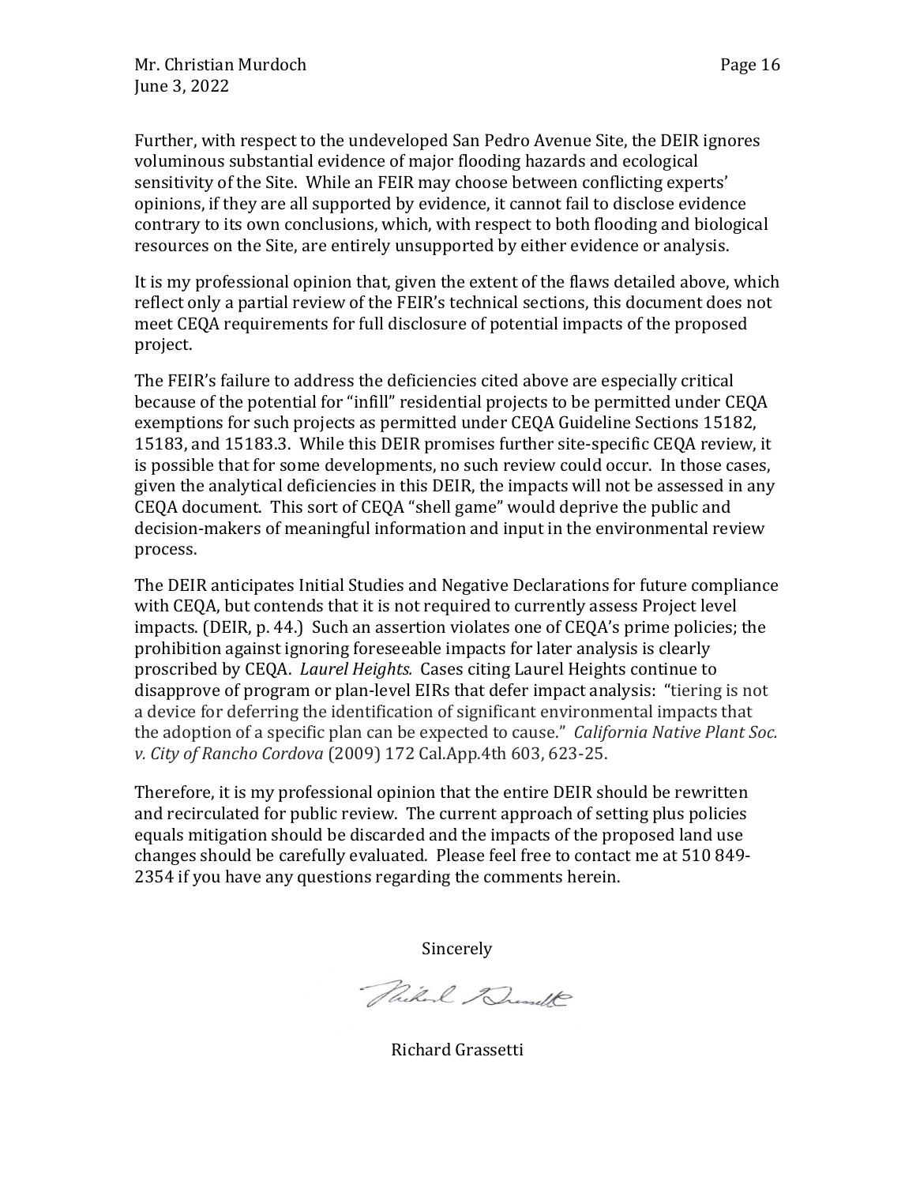Further, with respect to the undeveloped San Pedro Avenue Site, the DEIR ignores voluminous substantial evidence of major flooding hazards and ecological sensitivity of the Site. While an FEIR may choose between conflicting experts' opinions, if they are all supported by evidence, it cannot fail to disclose evidence contrary to its own conclusions, which, with respect to both flooding and biological resources on the Site, are entirely unsupported by either evidence or analysis.

It is my professional opinion that, given the extent of the flaws detailed above, which reflect only a partial review of the FEIR's technical sections, this document does not meet CEQA requirements for full disclosure of potential impacts of the proposed project.

The FEIR's failure to address the deficiencies cited above are especially critical because of the potential for "infill" residential projects to be permitted under CEQA exemptions for such projects as permitted under CEQA Guideline Sections 15182, 15183, and 15183.3. While this DEIR promises further site-specific CEQA review, it is possible that for some developments, no such review could occur. In those cases, given the analytical deficiencies in this DEIR, the impacts will not be assessed in any CEQA document. This sort of CEQA "shell game" would deprive the public and decision-makers of meaningful information and input in the environmental review process.

The DEIR anticipates Initial Studies and Negative Declarations for future compliance with CEQA, but contends that it is not required to currently assess Project level impacts. (DEIR, p. 44.) Such an assertion violates one of CEQA's prime policies; the prohibition against ignoring foreseeable impacts for later analysis is clearly proscribed by CEQA. *Laurel Heights.* Cases citing Laurel Heights continue to disapprove of program or plan-level EIRs that defer impact analysis: "tiering is not a device for deferring the identification of significant environmental impacts that the adoption of a specific plan can be expected to cause." *California Native Plant Soc. v. City of Rancho Cordova* (2009) 172 Cal.App.4th 603, 623-25.

Therefore, it is my professional opinion that the entire DEIR should be rewritten and recirculated for public review. The current approach of setting plus policies equals mitigation should be discarded and the impacts of the proposed land use changes should be carefully evaluated. Please feel free to contact me at 510 849-2354 if you have any questions regarding the comments herein.

Sincerely

Richard Grassetti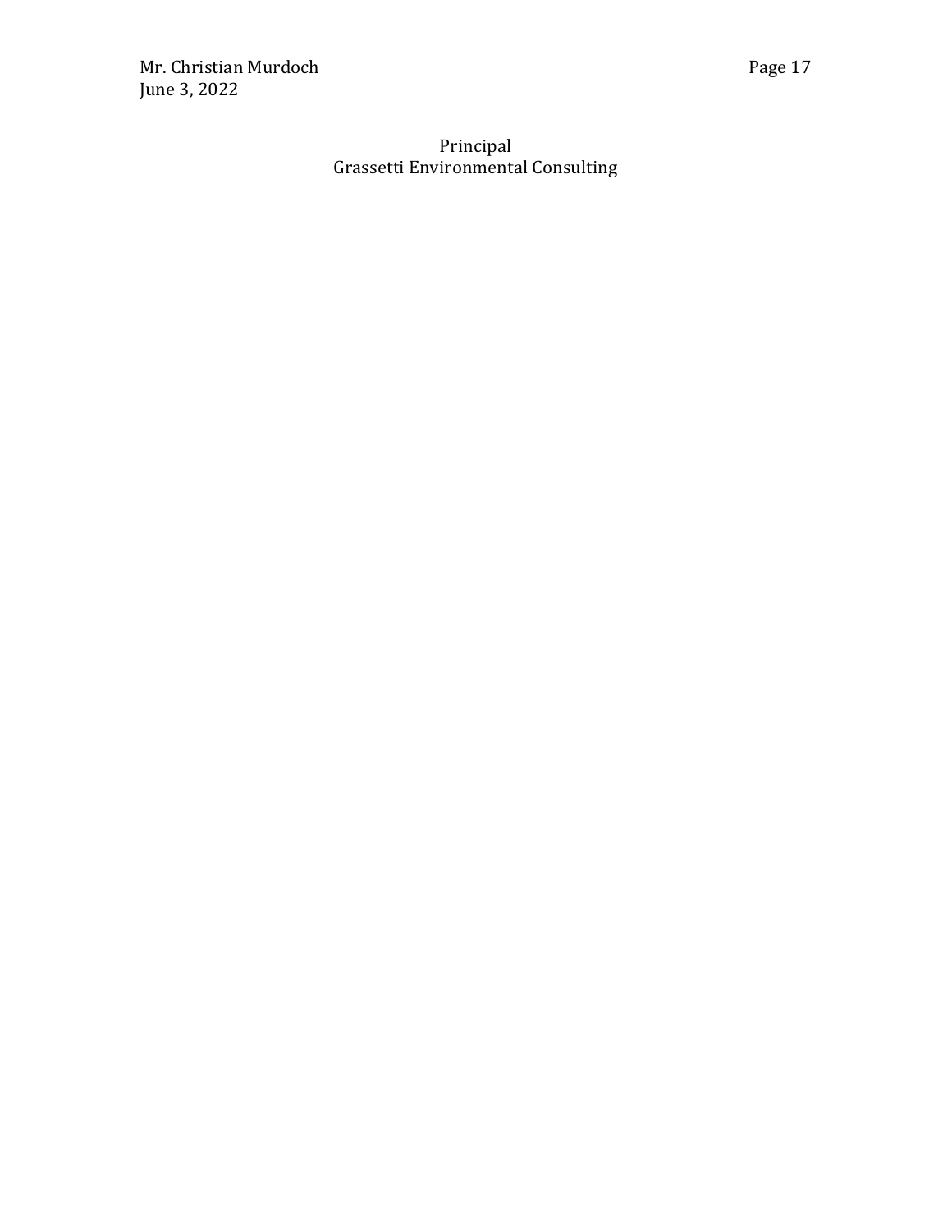Principal
Grassetti Environmental Consulting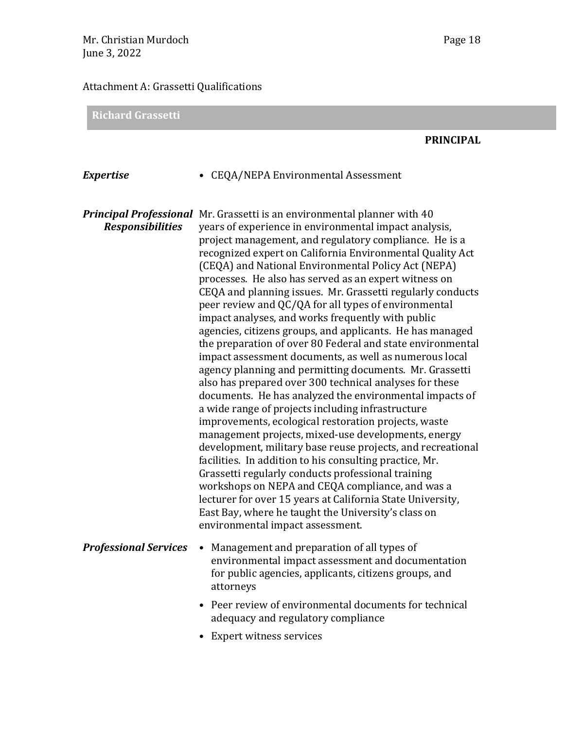Attachment A: Grassetti Qualifications

## Richard Grassetti

**PRINCIPAL**

***Expertise***

- CEQA/NEPA Environmental Assessment

***Principal Professional Responsibilities***

Mr. Grassetti is an environmental planner with 40 years of experience in environmental impact analysis, project management, and regulatory compliance. He is a recognized expert on California Environmental Quality Act (CEQA) and National Environmental Policy Act (NEPA) processes. He also has served as an expert witness on CEQA and planning issues. Mr. Grassetti regularly conducts peer review and QC/QA for all types of environmental impact analyses, and works frequently with public agencies, citizens groups, and applicants. He has managed the preparation of over 80 Federal and state environmental impact assessment documents, as well as numerous local agency planning and permitting documents. Mr. Grassetti also has prepared over 300 technical analyses for these documents. He has analyzed the environmental impacts of a wide range of projects including infrastructure improvements, ecological restoration projects, waste management projects, mixed-use developments, energy development, military base reuse projects, and recreational facilities. In addition to his consulting practice, Mr. Grassetti regularly conducts professional training workshops on NEPA and CEQA compliance, and was a lecturer for over 15 years at California State University, East Bay, where he taught the University's class on environmental impact assessment.

***Professional Services***

- Management and preparation of all types of environmental impact assessment and documentation for public agencies, applicants, citizens groups, and attorneys
- Peer review of environmental documents for technical adequacy and regulatory compliance
- Expert witness services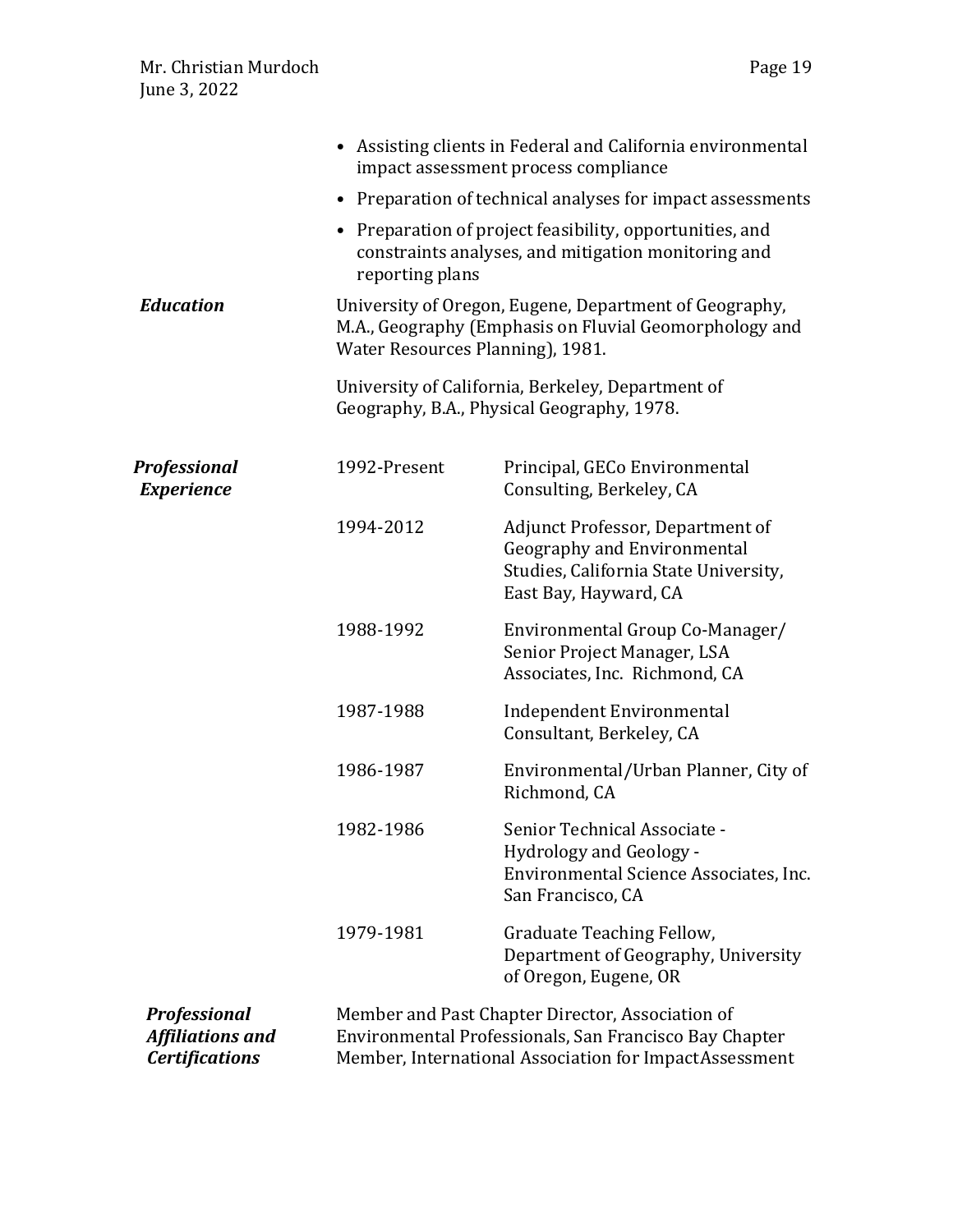- Assisting clients in Federal and California environmental impact assessment process compliance
- Preparation of technical analyses for impact assessments
- Preparation of project feasibility, opportunities, and constraints analyses, and mitigation monitoring and reporting plans

***Education***

University of Oregon, Eugene, Department of Geography, M.A., Geography (Emphasis on Fluvial Geomorphology and Water Resources Planning), 1981.

University of California, Berkeley, Department of Geography, B.A., Physical Geography, 1978.

***Professional Experience***

| | |
|---|---|
| 1992-Present | Principal, GECo Environmental Consulting, Berkeley, CA |
| 1994-2012 | Adjunct Professor, Department of Geography and Environmental Studies, California State University, East Bay, Hayward, CA |
| 1988-1992 | Environmental Group Co-Manager/ Senior Project Manager, LSA Associates, Inc. Richmond, CA |
| 1987-1988 | Independent Environmental Consultant, Berkeley, CA |
| 1986-1987 | Environmental/Urban Planner, City of Richmond, CA |
| 1982-1986 | Senior Technical Associate - Hydrology and Geology - Environmental Science Associates, Inc. San Francisco, CA |
| 1979-1981 | Graduate Teaching Fellow, Department of Geography, University of Oregon, Eugene, OR |

***Professional Affiliations and Certifications***

Member and Past Chapter Director, Association of Environmental Professionals, San Francisco Bay Chapter
Member, International Association for ImpactAssessment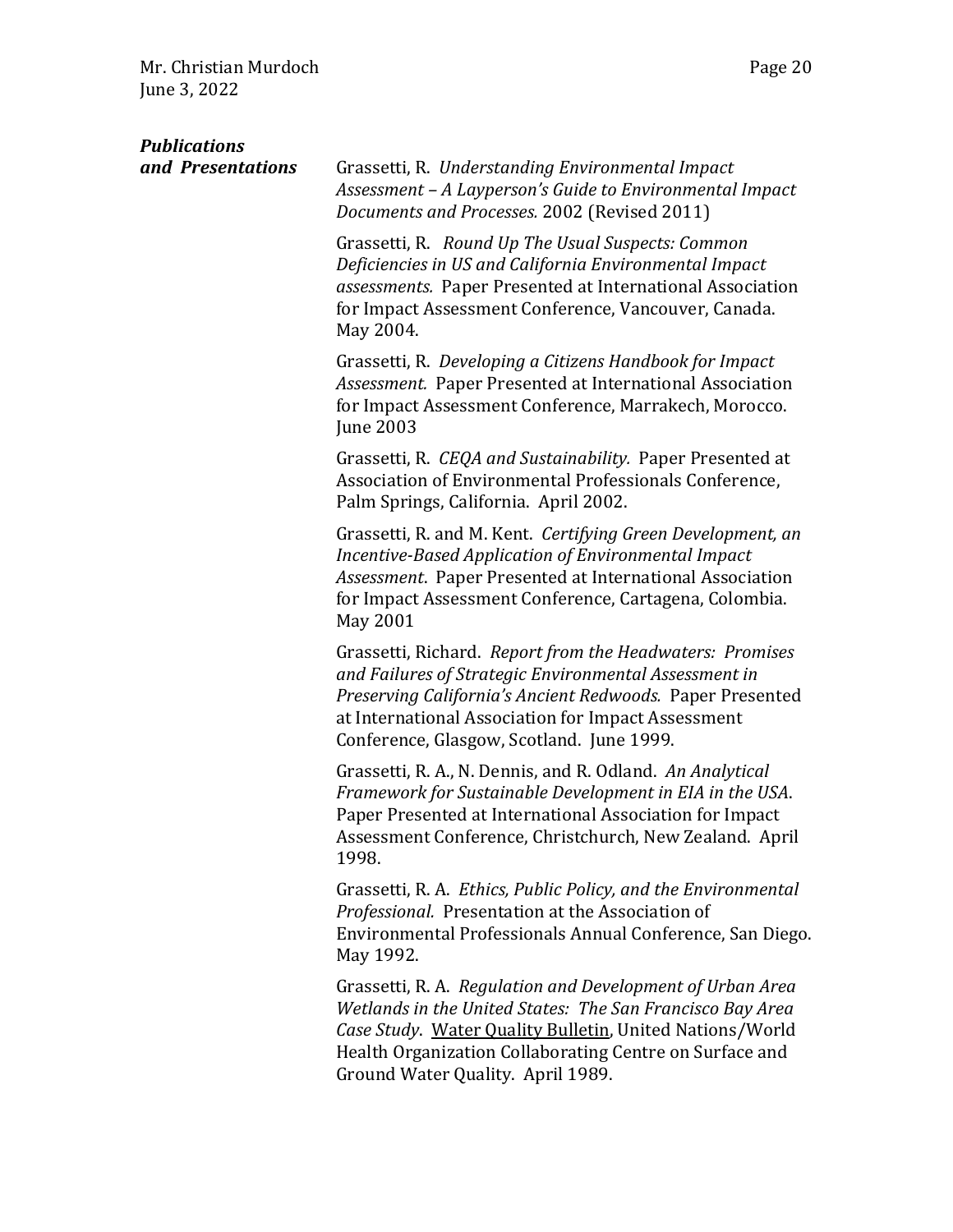***Publications and Presentations***

Grassetti, R. *Understanding Environmental Impact Assessment – A Layperson's Guide to Environmental Impact Documents and Processes.* 2002 (Revised 2011)

Grassetti, R. *Round Up The Usual Suspects: Common Deficiencies in US and California Environmental Impact assessments.* Paper Presented at International Association for Impact Assessment Conference, Vancouver, Canada. May 2004.

Grassetti, R. *Developing a Citizens Handbook for Impact Assessment.* Paper Presented at International Association for Impact Assessment Conference, Marrakech, Morocco. June 2003

Grassetti, R. *CEQA and Sustainability.* Paper Presented at Association of Environmental Professionals Conference, Palm Springs, California. April 2002.

Grassetti, R. and M. Kent. *Certifying Green Development, an Incentive-Based Application of Environmental Impact Assessment*. Paper Presented at International Association for Impact Assessment Conference, Cartagena, Colombia. May 2001

Grassetti, Richard. *Report from the Headwaters: Promises and Failures of Strategic Environmental Assessment in Preserving California's Ancient Redwoods.* Paper Presented at International Association for Impact Assessment Conference, Glasgow, Scotland. June 1999.

Grassetti, R. A., N. Dennis, and R. Odland. *An Analytical Framework for Sustainable Development in EIA in the USA*. Paper Presented at International Association for Impact Assessment Conference, Christchurch, New Zealand. April 1998.

Grassetti, R. A. *Ethics, Public Policy, and the Environmental Professional.* Presentation at the Association of Environmental Professionals Annual Conference, San Diego. May 1992.

Grassetti, R. A. *Regulation and Development of Urban Area Wetlands in the United States: The San Francisco Bay Area Case Study*. Water Quality Bulletin, United Nations/World Health Organization Collaborating Centre on Surface and Ground Water Quality. April 1989.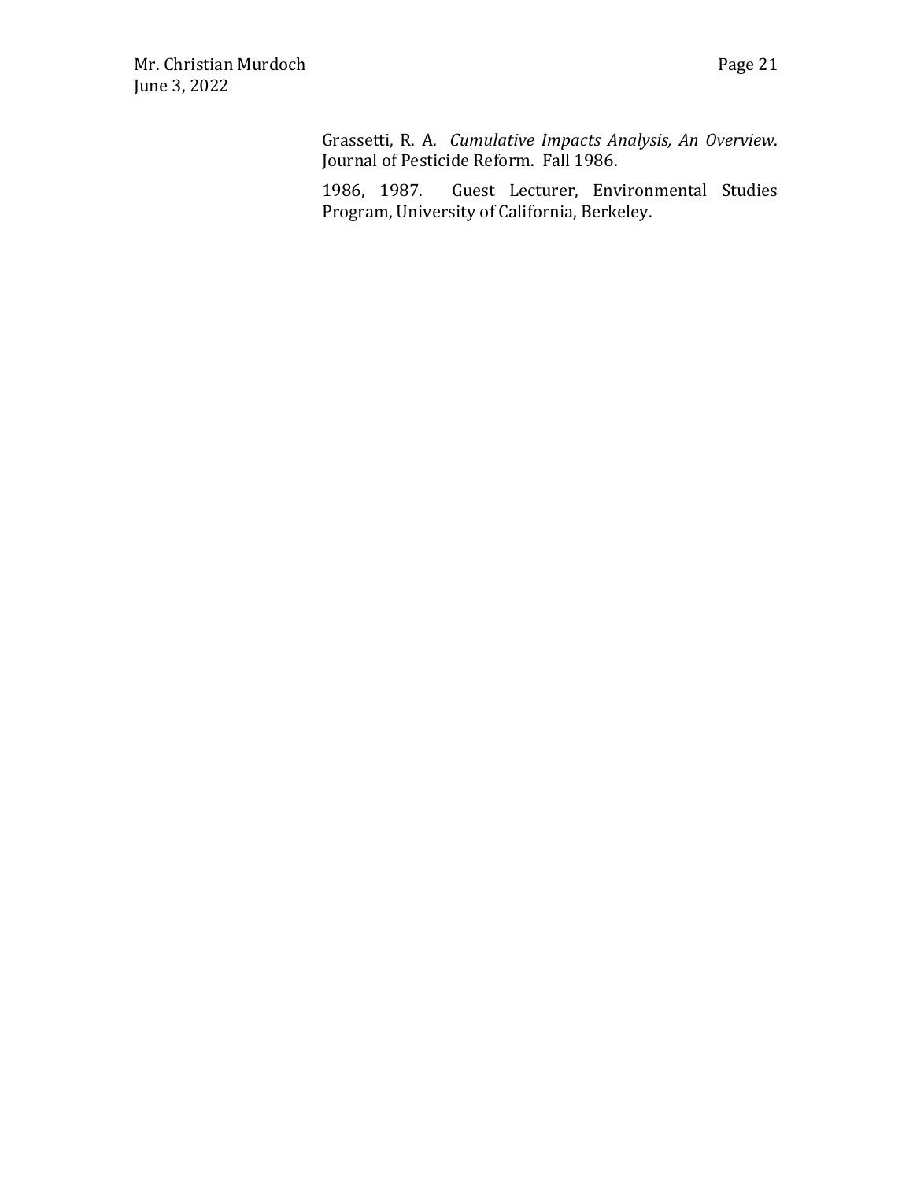Grassetti, R. A. *Cumulative Impacts Analysis, An Overview*. <u>Journal of Pesticide Reform</u>. Fall 1986.

1986, 1987. Guest Lecturer, Environmental Studies Program, University of California, Berkeley.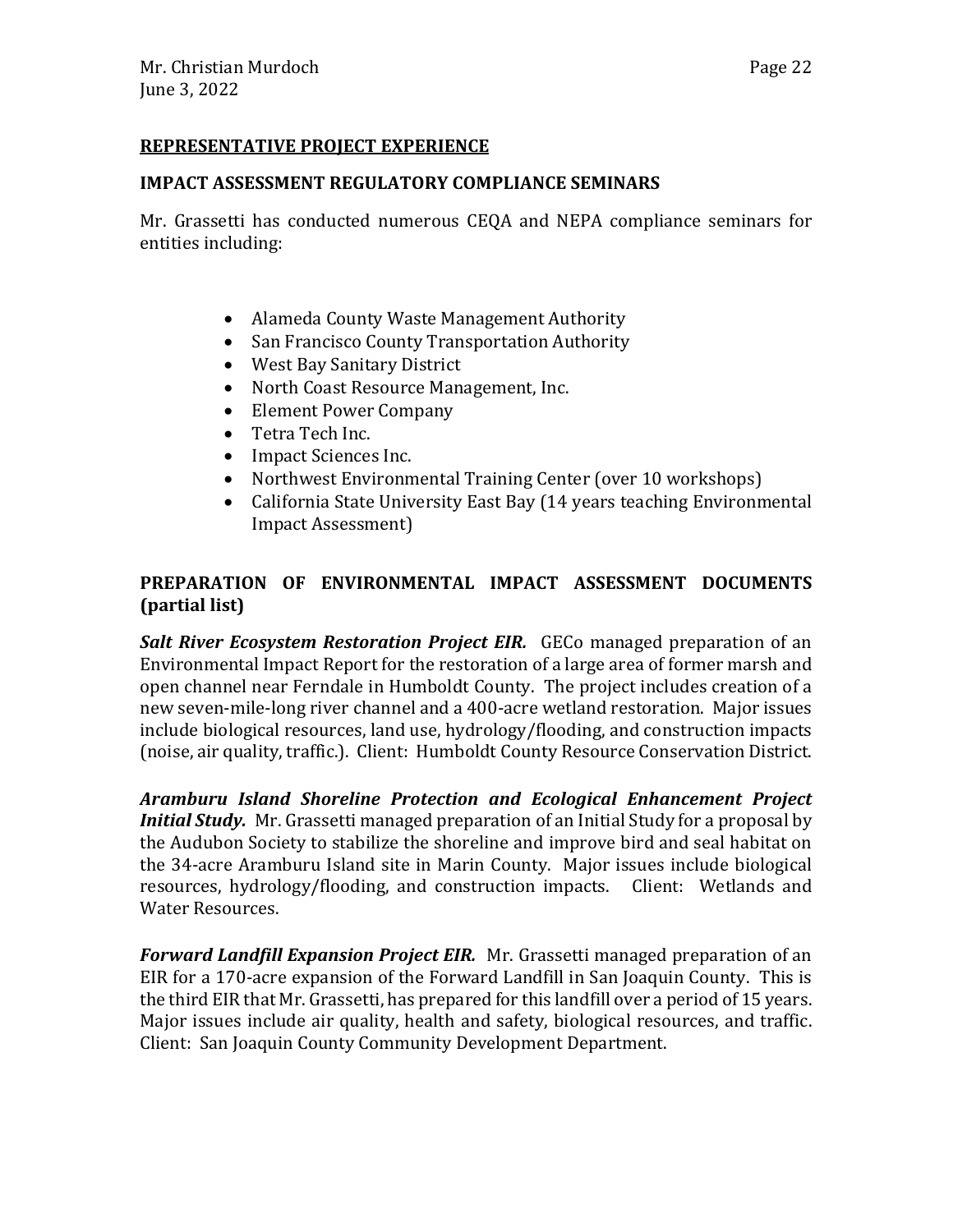## REPRESENTATIVE PROJECT EXPERIENCE

### IMPACT ASSESSMENT REGULATORY COMPLIANCE SEMINARS

Mr. Grassetti has conducted numerous CEQA and NEPA compliance seminars for entities including:

- Alameda County Waste Management Authority
- San Francisco County Transportation Authority
- West Bay Sanitary District
- North Coast Resource Management, Inc.
- Element Power Company
- Tetra Tech Inc.
- Impact Sciences Inc.
- Northwest Environmental Training Center (over 10 workshops)
- California State University East Bay (14 years teaching Environmental Impact Assessment)

### PREPARATION OF ENVIRONMENTAL IMPACT ASSESSMENT DOCUMENTS (partial list)

***Salt River Ecosystem Restoration Project EIR.*** GECo managed preparation of an Environmental Impact Report for the restoration of a large area of former marsh and open channel near Ferndale in Humboldt County. The project includes creation of a new seven-mile-long river channel and a 400-acre wetland restoration. Major issues include biological resources, land use, hydrology/flooding, and construction impacts (noise, air quality, traffic.). Client: Humboldt County Resource Conservation District.

***Aramburu Island Shoreline Protection and Ecological Enhancement Project Initial Study.*** Mr. Grassetti managed preparation of an Initial Study for a proposal by the Audubon Society to stabilize the shoreline and improve bird and seal habitat on the 34-acre Aramburu Island site in Marin County. Major issues include biological resources, hydrology/flooding, and construction impacts. Client: Wetlands and Water Resources.

***Forward Landfill Expansion Project EIR.*** Mr. Grassetti managed preparation of an EIR for a 170-acre expansion of the Forward Landfill in San Joaquin County. This is the third EIR that Mr. Grassetti, has prepared for this landfill over a period of 15 years. Major issues include air quality, health and safety, biological resources, and traffic. Client: San Joaquin County Community Development Department.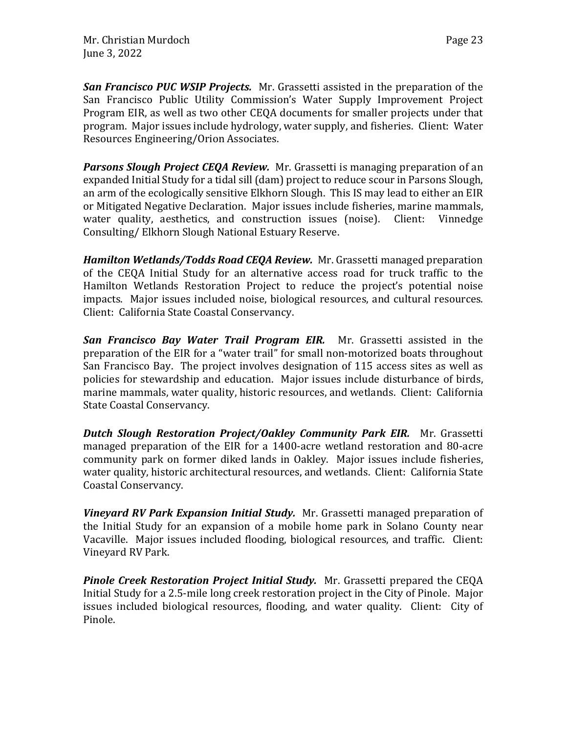***San Francisco PUC WSIP Projects.*** Mr. Grassetti assisted in the preparation of the San Francisco Public Utility Commission's Water Supply Improvement Project Program EIR, as well as two other CEQA documents for smaller projects under that program. Major issues include hydrology, water supply, and fisheries. Client: Water Resources Engineering/Orion Associates.

***Parsons Slough Project CEQA Review.*** Mr. Grassetti is managing preparation of an expanded Initial Study for a tidal sill (dam) project to reduce scour in Parsons Slough, an arm of the ecologically sensitive Elkhorn Slough. This IS may lead to either an EIR or Mitigated Negative Declaration. Major issues include fisheries, marine mammals, water quality, aesthetics, and construction issues (noise). Client: Vinnedge Consulting/ Elkhorn Slough National Estuary Reserve.

***Hamilton Wetlands/Todds Road CEQA Review.*** Mr. Grassetti managed preparation of the CEQA Initial Study for an alternative access road for truck traffic to the Hamilton Wetlands Restoration Project to reduce the project's potential noise impacts. Major issues included noise, biological resources, and cultural resources. Client: California State Coastal Conservancy.

***San Francisco Bay Water Trail Program EIR.*** Mr. Grassetti assisted in the preparation of the EIR for a "water trail" for small non-motorized boats throughout San Francisco Bay. The project involves designation of 115 access sites as well as policies for stewardship and education. Major issues include disturbance of birds, marine mammals, water quality, historic resources, and wetlands. Client: California State Coastal Conservancy.

***Dutch Slough Restoration Project/Oakley Community Park EIR.*** Mr. Grassetti managed preparation of the EIR for a 1400-acre wetland restoration and 80-acre community park on former diked lands in Oakley. Major issues include fisheries, water quality, historic architectural resources, and wetlands. Client: California State Coastal Conservancy.

***Vineyard RV Park Expansion Initial Study.*** Mr. Grassetti managed preparation of the Initial Study for an expansion of a mobile home park in Solano County near Vacaville. Major issues included flooding, biological resources, and traffic. Client: Vineyard RV Park.

***Pinole Creek Restoration Project Initial Study.*** Mr. Grassetti prepared the CEQA Initial Study for a 2.5-mile long creek restoration project in the City of Pinole. Major issues included biological resources, flooding, and water quality. Client: City of Pinole.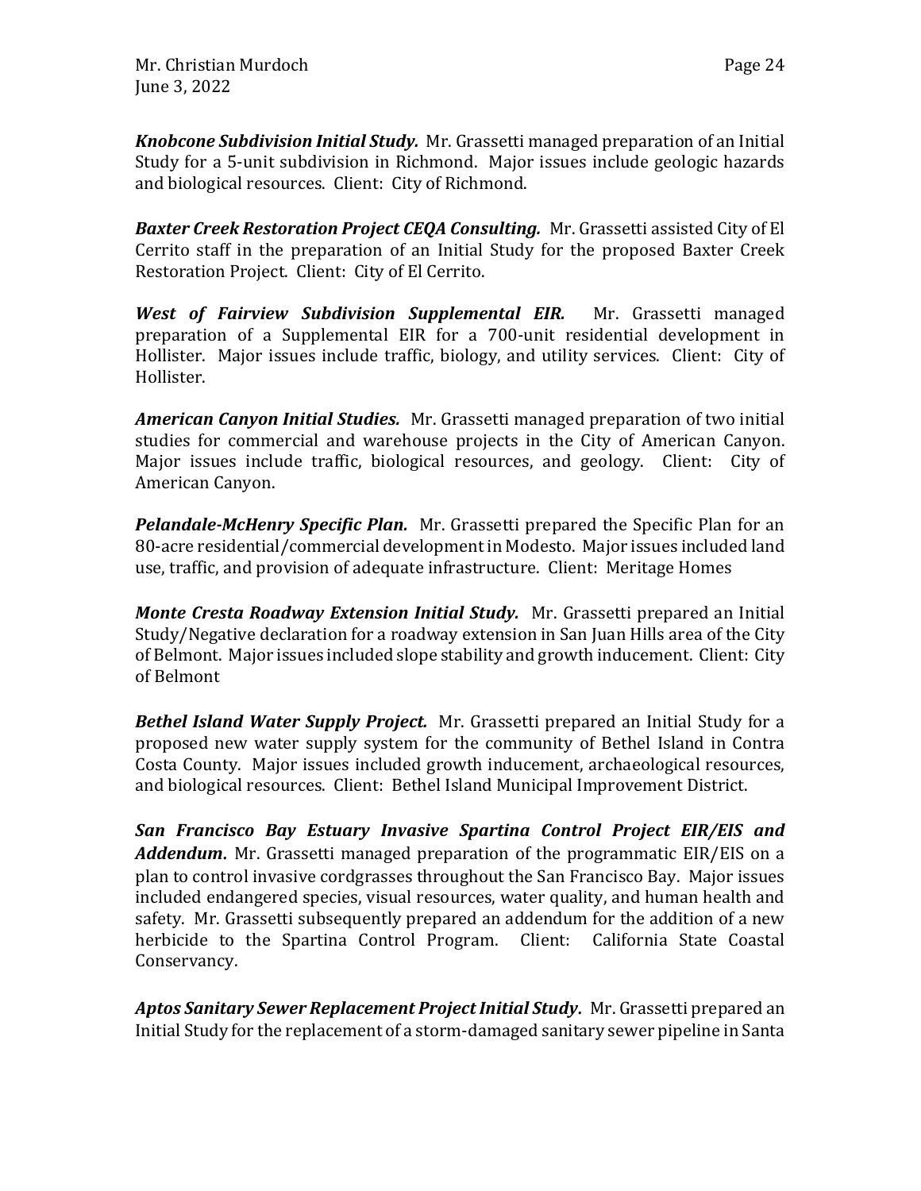***Knobcone Subdivision Initial Study.*** Mr. Grassetti managed preparation of an Initial Study for a 5-unit subdivision in Richmond. Major issues include geologic hazards and biological resources. Client: City of Richmond.

***Baxter Creek Restoration Project CEQA Consulting.*** Mr. Grassetti assisted City of El Cerrito staff in the preparation of an Initial Study for the proposed Baxter Creek Restoration Project. Client: City of El Cerrito.

***West of Fairview Subdivision Supplemental EIR.*** Mr. Grassetti managed preparation of a Supplemental EIR for a 700-unit residential development in Hollister. Major issues include traffic, biology, and utility services. Client: City of Hollister.

***American Canyon Initial Studies.*** Mr. Grassetti managed preparation of two initial studies for commercial and warehouse projects in the City of American Canyon. Major issues include traffic, biological resources, and geology. Client: City of American Canyon.

***Pelandale-McHenry Specific Plan.*** Mr. Grassetti prepared the Specific Plan for an 80-acre residential/commercial development in Modesto. Major issues included land use, traffic, and provision of adequate infrastructure. Client: Meritage Homes

***Monte Cresta Roadway Extension Initial Study.*** Mr. Grassetti prepared an Initial Study/Negative declaration for a roadway extension in San Juan Hills area of the City of Belmont. Major issues included slope stability and growth inducement. Client: City of Belmont

***Bethel Island Water Supply Project.*** Mr. Grassetti prepared an Initial Study for a proposed new water supply system for the community of Bethel Island in Contra Costa County. Major issues included growth inducement, archaeological resources, and biological resources. Client: Bethel Island Municipal Improvement District.

***San Francisco Bay Estuary Invasive Spartina Control Project EIR/EIS and Addendum.*** Mr. Grassetti managed preparation of the programmatic EIR/EIS on a plan to control invasive cordgrasses throughout the San Francisco Bay. Major issues included endangered species, visual resources, water quality, and human health and safety. Mr. Grassetti subsequently prepared an addendum for the addition of a new herbicide to the Spartina Control Program. Client: California State Coastal Conservancy.

***Aptos Sanitary Sewer Replacement Project Initial Study.*** Mr. Grassetti prepared an Initial Study for the replacement of a storm-damaged sanitary sewer pipeline in Santa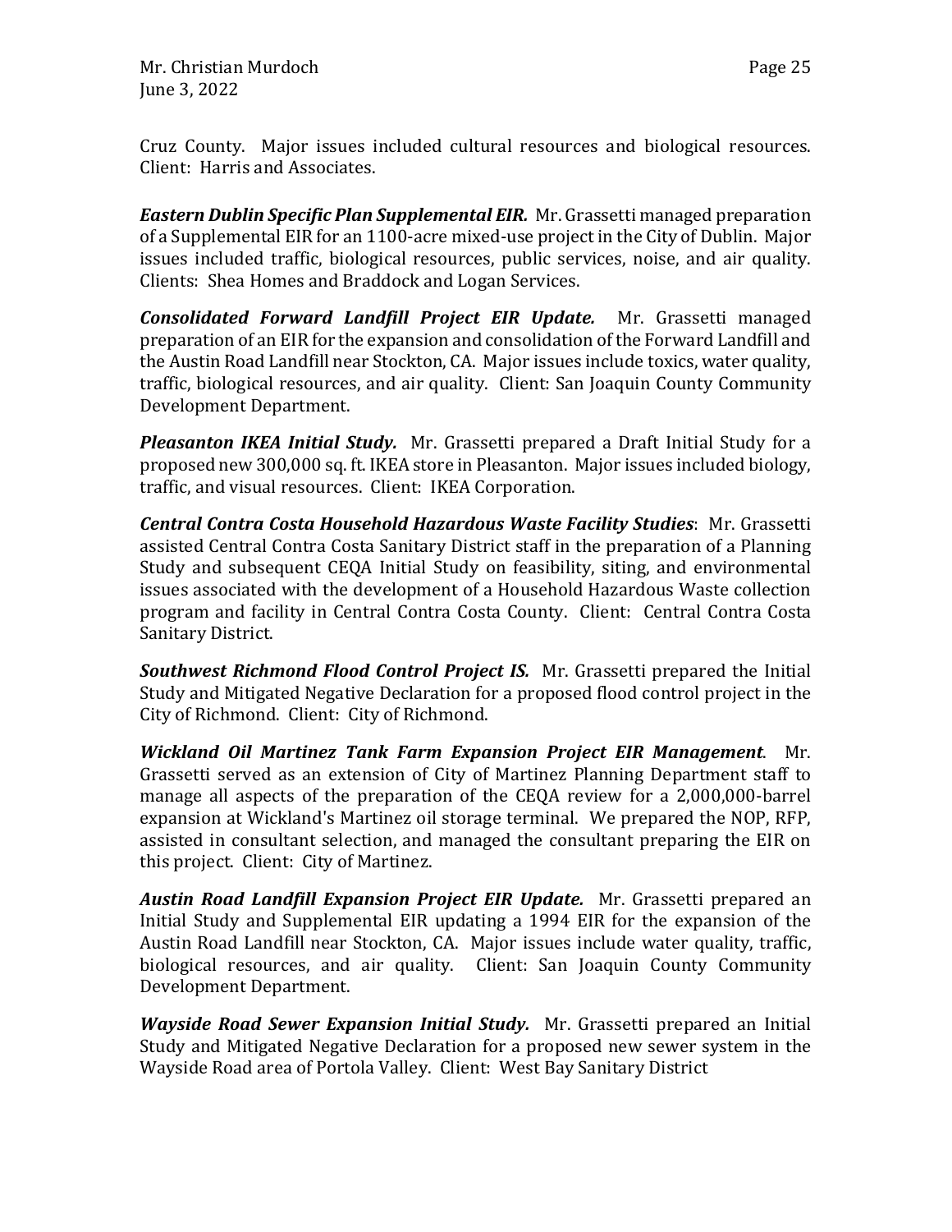Cruz County. Major issues included cultural resources and biological resources. Client: Harris and Associates.

***Eastern Dublin Specific Plan Supplemental EIR.*** Mr. Grassetti managed preparation of a Supplemental EIR for an 1100-acre mixed-use project in the City of Dublin. Major issues included traffic, biological resources, public services, noise, and air quality. Clients: Shea Homes and Braddock and Logan Services.

***Consolidated Forward Landfill Project EIR Update.*** Mr. Grassetti managed preparation of an EIR for the expansion and consolidation of the Forward Landfill and the Austin Road Landfill near Stockton, CA. Major issues include toxics, water quality, traffic, biological resources, and air quality. Client: San Joaquin County Community Development Department.

***Pleasanton IKEA Initial Study.*** Mr. Grassetti prepared a Draft Initial Study for a proposed new 300,000 sq. ft. IKEA store in Pleasanton. Major issues included biology, traffic, and visual resources. Client: IKEA Corporation.

***Central Contra Costa Household Hazardous Waste Facility Studies***: Mr. Grassetti assisted Central Contra Costa Sanitary District staff in the preparation of a Planning Study and subsequent CEQA Initial Study on feasibility, siting, and environmental issues associated with the development of a Household Hazardous Waste collection program and facility in Central Contra Costa County. Client: Central Contra Costa Sanitary District.

***Southwest Richmond Flood Control Project IS.*** Mr. Grassetti prepared the Initial Study and Mitigated Negative Declaration for a proposed flood control project in the City of Richmond. Client: City of Richmond.

***Wickland Oil Martinez Tank Farm Expansion Project EIR Management***. Mr. Grassetti served as an extension of City of Martinez Planning Department staff to manage all aspects of the preparation of the CEQA review for a 2,000,000-barrel expansion at Wickland's Martinez oil storage terminal. We prepared the NOP, RFP, assisted in consultant selection, and managed the consultant preparing the EIR on this project. Client: City of Martinez.

***Austin Road Landfill Expansion Project EIR Update.*** Mr. Grassetti prepared an Initial Study and Supplemental EIR updating a 1994 EIR for the expansion of the Austin Road Landfill near Stockton, CA. Major issues include water quality, traffic, biological resources, and air quality. Client: San Joaquin County Community Development Department.

***Wayside Road Sewer Expansion Initial Study.*** Mr. Grassetti prepared an Initial Study and Mitigated Negative Declaration for a proposed new sewer system in the Wayside Road area of Portola Valley. Client: West Bay Sanitary District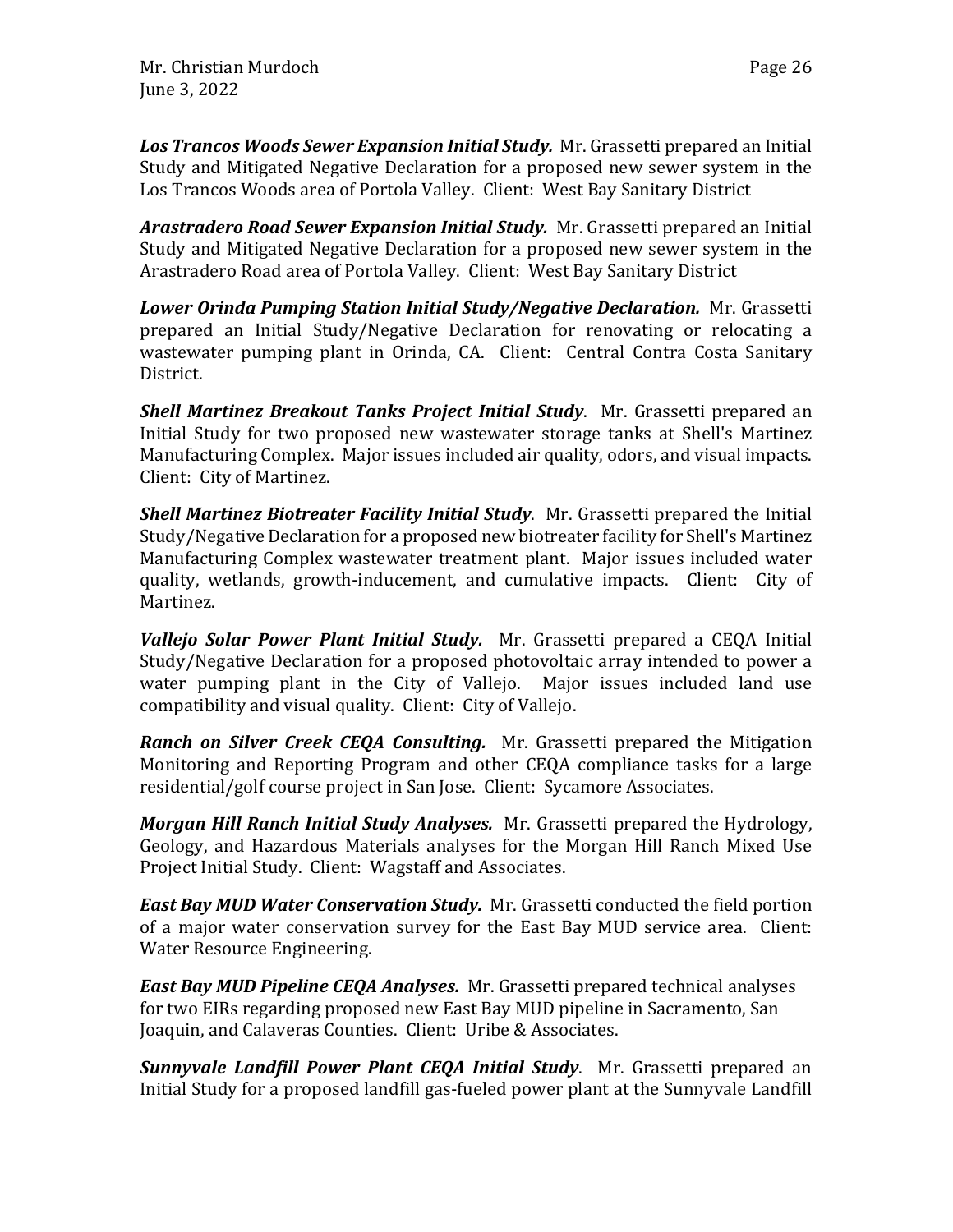***Los Trancos Woods Sewer Expansion Initial Study.*** Mr. Grassetti prepared an Initial Study and Mitigated Negative Declaration for a proposed new sewer system in the Los Trancos Woods area of Portola Valley. Client: West Bay Sanitary District

***Arastradero Road Sewer Expansion Initial Study.*** Mr. Grassetti prepared an Initial Study and Mitigated Negative Declaration for a proposed new sewer system in the Arastradero Road area of Portola Valley. Client: West Bay Sanitary District

***Lower Orinda Pumping Station Initial Study/Negative Declaration.*** Mr. Grassetti prepared an Initial Study/Negative Declaration for renovating or relocating a wastewater pumping plant in Orinda, CA. Client: Central Contra Costa Sanitary District.

***Shell Martinez Breakout Tanks Project Initial Study***. Mr. Grassetti prepared an Initial Study for two proposed new wastewater storage tanks at Shell's Martinez Manufacturing Complex. Major issues included air quality, odors, and visual impacts. Client: City of Martinez.

***Shell Martinez Biotreater Facility Initial Study***. Mr. Grassetti prepared the Initial Study/Negative Declaration for a proposed new biotreater facility for Shell's Martinez Manufacturing Complex wastewater treatment plant. Major issues included water quality, wetlands, growth-inducement, and cumulative impacts. Client: City of Martinez.

***Vallejo Solar Power Plant Initial Study.*** Mr. Grassetti prepared a CEQA Initial Study/Negative Declaration for a proposed photovoltaic array intended to power a water pumping plant in the City of Vallejo. Major issues included land use compatibility and visual quality. Client: City of Vallejo.

***Ranch on Silver Creek CEQA Consulting.*** Mr. Grassetti prepared the Mitigation Monitoring and Reporting Program and other CEQA compliance tasks for a large residential/golf course project in San Jose. Client: Sycamore Associates.

***Morgan Hill Ranch Initial Study Analyses.*** Mr. Grassetti prepared the Hydrology, Geology, and Hazardous Materials analyses for the Morgan Hill Ranch Mixed Use Project Initial Study. Client: Wagstaff and Associates.

***East Bay MUD Water Conservation Study.*** Mr. Grassetti conducted the field portion of a major water conservation survey for the East Bay MUD service area. Client: Water Resource Engineering.

***East Bay MUD Pipeline CEQA Analyses.*** Mr. Grassetti prepared technical analyses for two EIRs regarding proposed new East Bay MUD pipeline in Sacramento, San Joaquin, and Calaveras Counties. Client: Uribe & Associates.

***Sunnyvale Landfill Power Plant CEQA Initial Study***. Mr. Grassetti prepared an Initial Study for a proposed landfill gas-fueled power plant at the Sunnyvale Landfill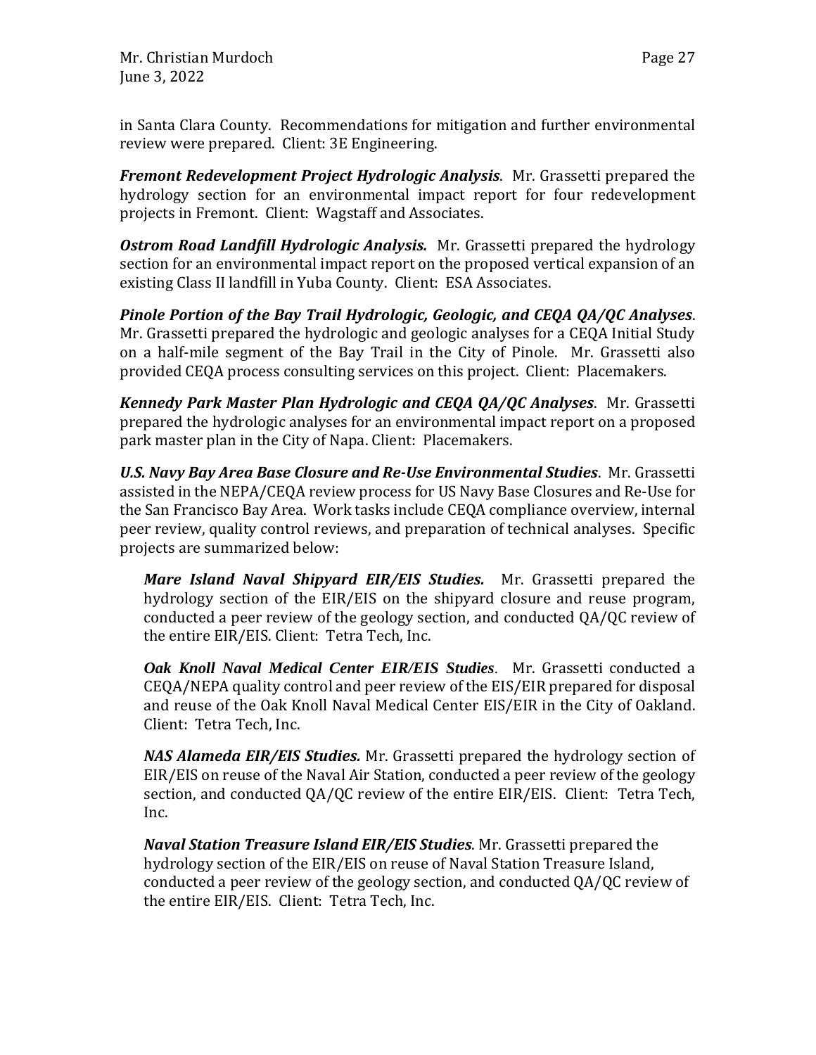in Santa Clara County. Recommendations for mitigation and further environmental review were prepared. Client: 3E Engineering.

***Fremont Redevelopment Project Hydrologic Analysis***. Mr. Grassetti prepared the hydrology section for an environmental impact report for four redevelopment projects in Fremont. Client: Wagstaff and Associates.

***Ostrom Road Landfill Hydrologic Analysis.*** Mr. Grassetti prepared the hydrology section for an environmental impact report on the proposed vertical expansion of an existing Class II landfill in Yuba County. Client: ESA Associates.

***Pinole Portion of the Bay Trail Hydrologic, Geologic, and CEQA QA/QC Analyses***. Mr. Grassetti prepared the hydrologic and geologic analyses for a CEQA Initial Study on a half-mile segment of the Bay Trail in the City of Pinole. Mr. Grassetti also provided CEQA process consulting services on this project. Client: Placemakers.

***Kennedy Park Master Plan Hydrologic and CEQA QA/QC Analyses***. Mr. Grassetti prepared the hydrologic analyses for an environmental impact report on a proposed park master plan in the City of Napa. Client: Placemakers.

***U.S. Navy Bay Area Base Closure and Re-Use Environmental Studies***. Mr. Grassetti assisted in the NEPA/CEQA review process for US Navy Base Closures and Re-Use for the San Francisco Bay Area. Work tasks include CEQA compliance overview, internal peer review, quality control reviews, and preparation of technical analyses. Specific projects are summarized below:

> ***Mare Island Naval Shipyard EIR/EIS Studies.*** Mr. Grassetti prepared the hydrology section of the EIR/EIS on the shipyard closure and reuse program, conducted a peer review of the geology section, and conducted QA/QC review of the entire EIR/EIS. Client: Tetra Tech, Inc.
>
> ***Oak Knoll Naval Medical Center EIR/EIS Studies***. Mr. Grassetti conducted a CEQA/NEPA quality control and peer review of the EIS/EIR prepared for disposal and reuse of the Oak Knoll Naval Medical Center EIS/EIR in the City of Oakland. Client: Tetra Tech, Inc.
>
> ***NAS Alameda EIR/EIS Studies.*** Mr. Grassetti prepared the hydrology section of EIR/EIS on reuse of the Naval Air Station, conducted a peer review of the geology section, and conducted QA/QC review of the entire EIR/EIS. Client: Tetra Tech, Inc.
>
> ***Naval Station Treasure Island EIR/EIS Studies***. Mr. Grassetti prepared the hydrology section of the EIR/EIS on reuse of Naval Station Treasure Island, conducted a peer review of the geology section, and conducted QA/QC review of the entire EIR/EIS. Client: Tetra Tech, Inc.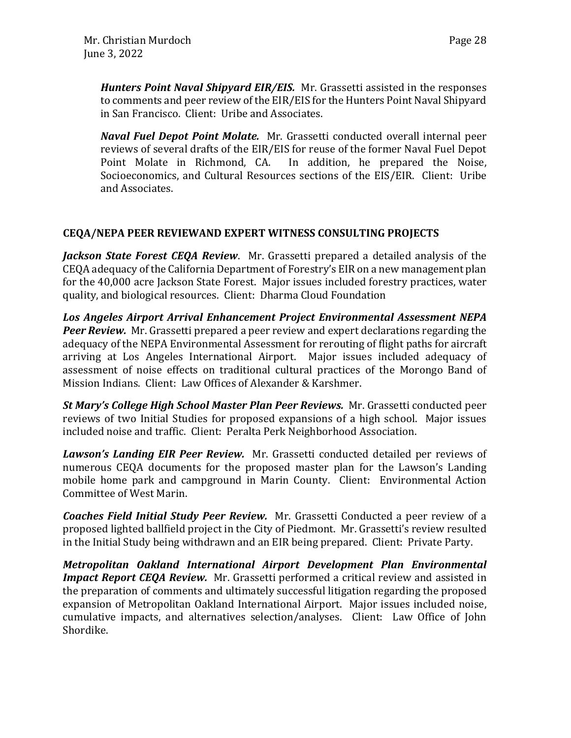***Hunters Point Naval Shipyard EIR/EIS.*** Mr. Grassetti assisted in the responses to comments and peer review of the EIR/EIS for the Hunters Point Naval Shipyard in San Francisco. Client: Uribe and Associates.

***Naval Fuel Depot Point Molate.*** Mr. Grassetti conducted overall internal peer reviews of several drafts of the EIR/EIS for reuse of the former Naval Fuel Depot Point Molate in Richmond, CA. In addition, he prepared the Noise, Socioeconomics, and Cultural Resources sections of the EIS/EIR. Client: Uribe and Associates.

## CEQA/NEPA PEER REVIEWAND EXPERT WITNESS CONSULTING PROJECTS

***Jackson State Forest CEQA Review***. Mr. Grassetti prepared a detailed analysis of the CEQA adequacy of the California Department of Forestry's EIR on a new management plan for the 40,000 acre Jackson State Forest. Major issues included forestry practices, water quality, and biological resources. Client: Dharma Cloud Foundation

***Los Angeles Airport Arrival Enhancement Project Environmental Assessment NEPA Peer Review.*** Mr. Grassetti prepared a peer review and expert declarations regarding the adequacy of the NEPA Environmental Assessment for rerouting of flight paths for aircraft arriving at Los Angeles International Airport. Major issues included adequacy of assessment of noise effects on traditional cultural practices of the Morongo Band of Mission Indians. Client: Law Offices of Alexander & Karshmer.

***St Mary's College High School Master Plan Peer Reviews.*** Mr. Grassetti conducted peer reviews of two Initial Studies for proposed expansions of a high school. Major issues included noise and traffic. Client: Peralta Perk Neighborhood Association.

***Lawson's Landing EIR Peer Review.*** Mr. Grassetti conducted detailed per reviews of numerous CEQA documents for the proposed master plan for the Lawson's Landing mobile home park and campground in Marin County. Client: Environmental Action Committee of West Marin.

***Coaches Field Initial Study Peer Review.*** Mr. Grassetti Conducted a peer review of a proposed lighted ballfield project in the City of Piedmont. Mr. Grassetti's review resulted in the Initial Study being withdrawn and an EIR being prepared. Client: Private Party.

***Metropolitan Oakland International Airport Development Plan Environmental Impact Report CEQA Review.*** Mr. Grassetti performed a critical review and assisted in the preparation of comments and ultimately successful litigation regarding the proposed expansion of Metropolitan Oakland International Airport. Major issues included noise, cumulative impacts, and alternatives selection/analyses. Client: Law Office of John Shordike.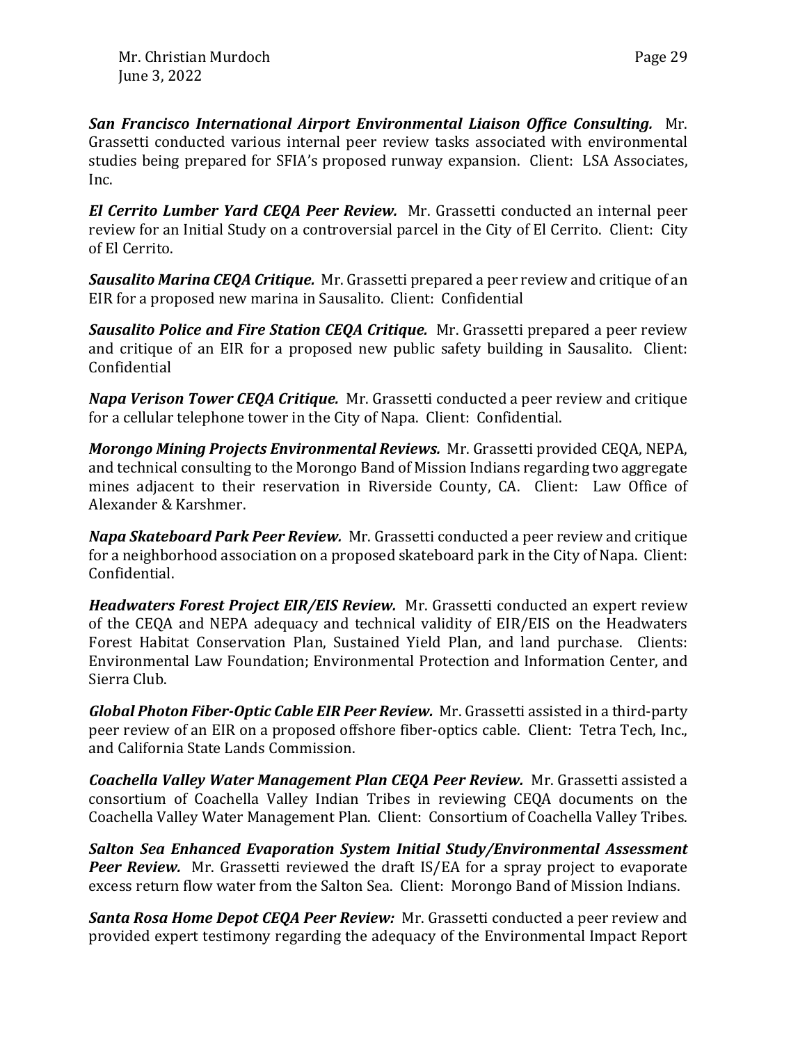***San Francisco International Airport Environmental Liaison Office Consulting.*** Mr. Grassetti conducted various internal peer review tasks associated with environmental studies being prepared for SFIA's proposed runway expansion. Client: LSA Associates, Inc.

***El Cerrito Lumber Yard CEQA Peer Review.*** Mr. Grassetti conducted an internal peer review for an Initial Study on a controversial parcel in the City of El Cerrito. Client: City of El Cerrito.

***Sausalito Marina CEQA Critique.*** Mr. Grassetti prepared a peer review and critique of an EIR for a proposed new marina in Sausalito. Client: Confidential

***Sausalito Police and Fire Station CEQA Critique.*** Mr. Grassetti prepared a peer review and critique of an EIR for a proposed new public safety building in Sausalito. Client: Confidential

***Napa Verison Tower CEQA Critique.*** Mr. Grassetti conducted a peer review and critique for a cellular telephone tower in the City of Napa. Client: Confidential.

***Morongo Mining Projects Environmental Reviews.*** Mr. Grassetti provided CEQA, NEPA, and technical consulting to the Morongo Band of Mission Indians regarding two aggregate mines adjacent to their reservation in Riverside County, CA. Client: Law Office of Alexander & Karshmer.

***Napa Skateboard Park Peer Review.*** Mr. Grassetti conducted a peer review and critique for a neighborhood association on a proposed skateboard park in the City of Napa. Client: Confidential.

***Headwaters Forest Project EIR/EIS Review.*** Mr. Grassetti conducted an expert review of the CEQA and NEPA adequacy and technical validity of EIR/EIS on the Headwaters Forest Habitat Conservation Plan, Sustained Yield Plan, and land purchase. Clients: Environmental Law Foundation; Environmental Protection and Information Center, and Sierra Club.

***Global Photon Fiber-Optic Cable EIR Peer Review.*** Mr. Grassetti assisted in a third-party peer review of an EIR on a proposed offshore fiber-optics cable. Client: Tetra Tech, Inc., and California State Lands Commission.

***Coachella Valley Water Management Plan CEQA Peer Review.*** Mr. Grassetti assisted a consortium of Coachella Valley Indian Tribes in reviewing CEQA documents on the Coachella Valley Water Management Plan. Client: Consortium of Coachella Valley Tribes.

***Salton Sea Enhanced Evaporation System Initial Study/Environmental Assessment Peer Review.*** Mr. Grassetti reviewed the draft IS/EA for a spray project to evaporate excess return flow water from the Salton Sea. Client: Morongo Band of Mission Indians.

***Santa Rosa Home Depot CEQA Peer Review:*** Mr. Grassetti conducted a peer review and provided expert testimony regarding the adequacy of the Environmental Impact Report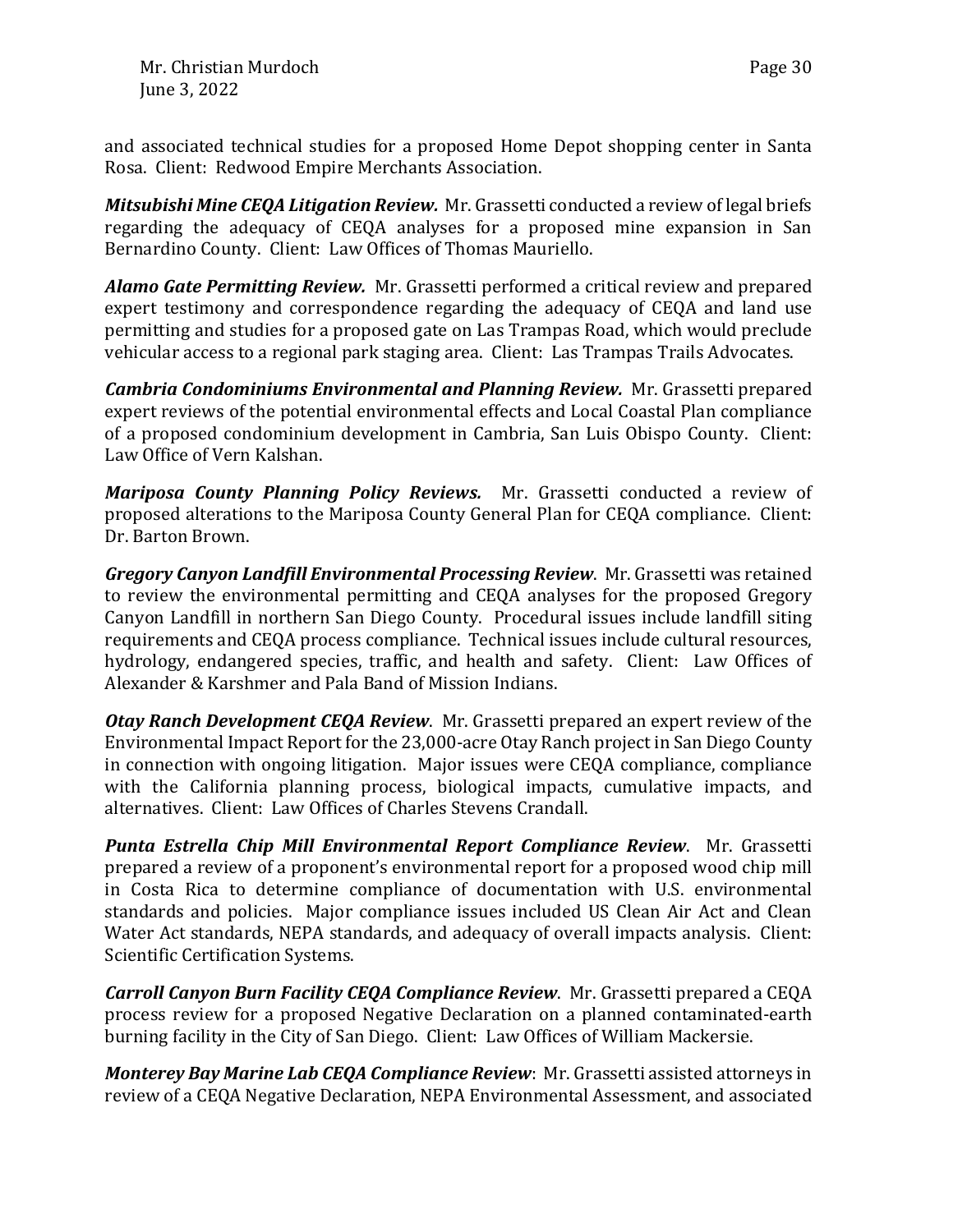and associated technical studies for a proposed Home Depot shopping center in Santa Rosa. Client: Redwood Empire Merchants Association.

***Mitsubishi Mine CEQA Litigation Review.*** Mr. Grassetti conducted a review of legal briefs regarding the adequacy of CEQA analyses for a proposed mine expansion in San Bernardino County. Client: Law Offices of Thomas Mauriello.

***Alamo Gate Permitting Review.*** Mr. Grassetti performed a critical review and prepared expert testimony and correspondence regarding the adequacy of CEQA and land use permitting and studies for a proposed gate on Las Trampas Road, which would preclude vehicular access to a regional park staging area. Client: Las Trampas Trails Advocates.

***Cambria Condominiums Environmental and Planning Review.*** Mr. Grassetti prepared expert reviews of the potential environmental effects and Local Coastal Plan compliance of a proposed condominium development in Cambria, San Luis Obispo County. Client: Law Office of Vern Kalshan.

***Mariposa County Planning Policy Reviews.*** Mr. Grassetti conducted a review of proposed alterations to the Mariposa County General Plan for CEQA compliance. Client: Dr. Barton Brown.

***Gregory Canyon Landfill Environmental Processing Review***. Mr. Grassetti was retained to review the environmental permitting and CEQA analyses for the proposed Gregory Canyon Landfill in northern San Diego County. Procedural issues include landfill siting requirements and CEQA process compliance. Technical issues include cultural resources, hydrology, endangered species, traffic, and health and safety. Client: Law Offices of Alexander & Karshmer and Pala Band of Mission Indians.

***Otay Ranch Development CEQA Review***. Mr. Grassetti prepared an expert review of the Environmental Impact Report for the 23,000-acre Otay Ranch project in San Diego County in connection with ongoing litigation. Major issues were CEQA compliance, compliance with the California planning process, biological impacts, cumulative impacts, and alternatives. Client: Law Offices of Charles Stevens Crandall.

***Punta Estrella Chip Mill Environmental Report Compliance Review***. Mr. Grassetti prepared a review of a proponent's environmental report for a proposed wood chip mill in Costa Rica to determine compliance of documentation with U.S. environmental standards and policies. Major compliance issues included US Clean Air Act and Clean Water Act standards, NEPA standards, and adequacy of overall impacts analysis. Client: Scientific Certification Systems.

***Carroll Canyon Burn Facility CEQA Compliance Review***. Mr. Grassetti prepared a CEQA process review for a proposed Negative Declaration on a planned contaminated-earth burning facility in the City of San Diego. Client: Law Offices of William Mackersie.

***Monterey Bay Marine Lab CEQA Compliance Review***: Mr. Grassetti assisted attorneys in review of a CEQA Negative Declaration, NEPA Environmental Assessment, and associated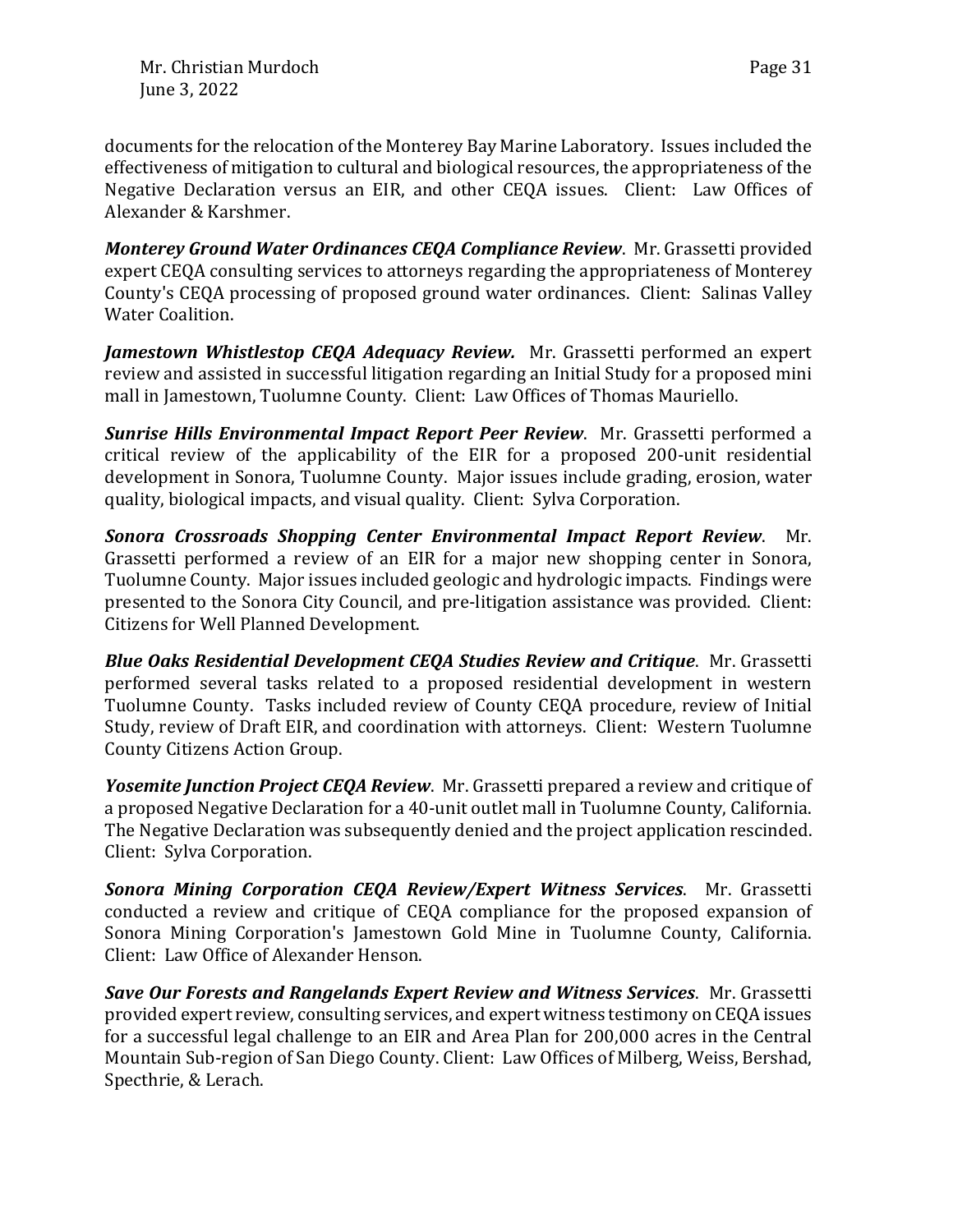documents for the relocation of the Monterey Bay Marine Laboratory. Issues included the effectiveness of mitigation to cultural and biological resources, the appropriateness of the Negative Declaration versus an EIR, and other CEQA issues. Client: Law Offices of Alexander & Karshmer.

***Monterey Ground Water Ordinances CEQA Compliance Review***. Mr. Grassetti provided expert CEQA consulting services to attorneys regarding the appropriateness of Monterey County's CEQA processing of proposed ground water ordinances. Client: Salinas Valley Water Coalition.

***Jamestown Whistlestop CEQA Adequacy Review.*** Mr. Grassetti performed an expert review and assisted in successful litigation regarding an Initial Study for a proposed mini mall in Jamestown, Tuolumne County. Client: Law Offices of Thomas Mauriello.

***Sunrise Hills Environmental Impact Report Peer Review***. Mr. Grassetti performed a critical review of the applicability of the EIR for a proposed 200-unit residential development in Sonora, Tuolumne County. Major issues include grading, erosion, water quality, biological impacts, and visual quality. Client: Sylva Corporation.

***Sonora Crossroads Shopping Center Environmental Impact Report Review***. Mr. Grassetti performed a review of an EIR for a major new shopping center in Sonora, Tuolumne County. Major issues included geologic and hydrologic impacts. Findings were presented to the Sonora City Council, and pre-litigation assistance was provided. Client: Citizens for Well Planned Development.

***Blue Oaks Residential Development CEQA Studies Review and Critique***. Mr. Grassetti performed several tasks related to a proposed residential development in western Tuolumne County. Tasks included review of County CEQA procedure, review of Initial Study, review of Draft EIR, and coordination with attorneys. Client: Western Tuolumne County Citizens Action Group.

***Yosemite Junction Project CEQA Review***. Mr. Grassetti prepared a review and critique of a proposed Negative Declaration for a 40-unit outlet mall in Tuolumne County, California. The Negative Declaration was subsequently denied and the project application rescinded. Client: Sylva Corporation.

***Sonora Mining Corporation CEQA Review/Expert Witness Services***. Mr. Grassetti conducted a review and critique of CEQA compliance for the proposed expansion of Sonora Mining Corporation's Jamestown Gold Mine in Tuolumne County, California. Client: Law Office of Alexander Henson.

***Save Our Forests and Rangelands Expert Review and Witness Services***. Mr. Grassetti provided expert review, consulting services, and expert witness testimony on CEQA issues for a successful legal challenge to an EIR and Area Plan for 200,000 acres in the Central Mountain Sub-region of San Diego County. Client: Law Offices of Milberg, Weiss, Bershad, Specthrie, & Lerach.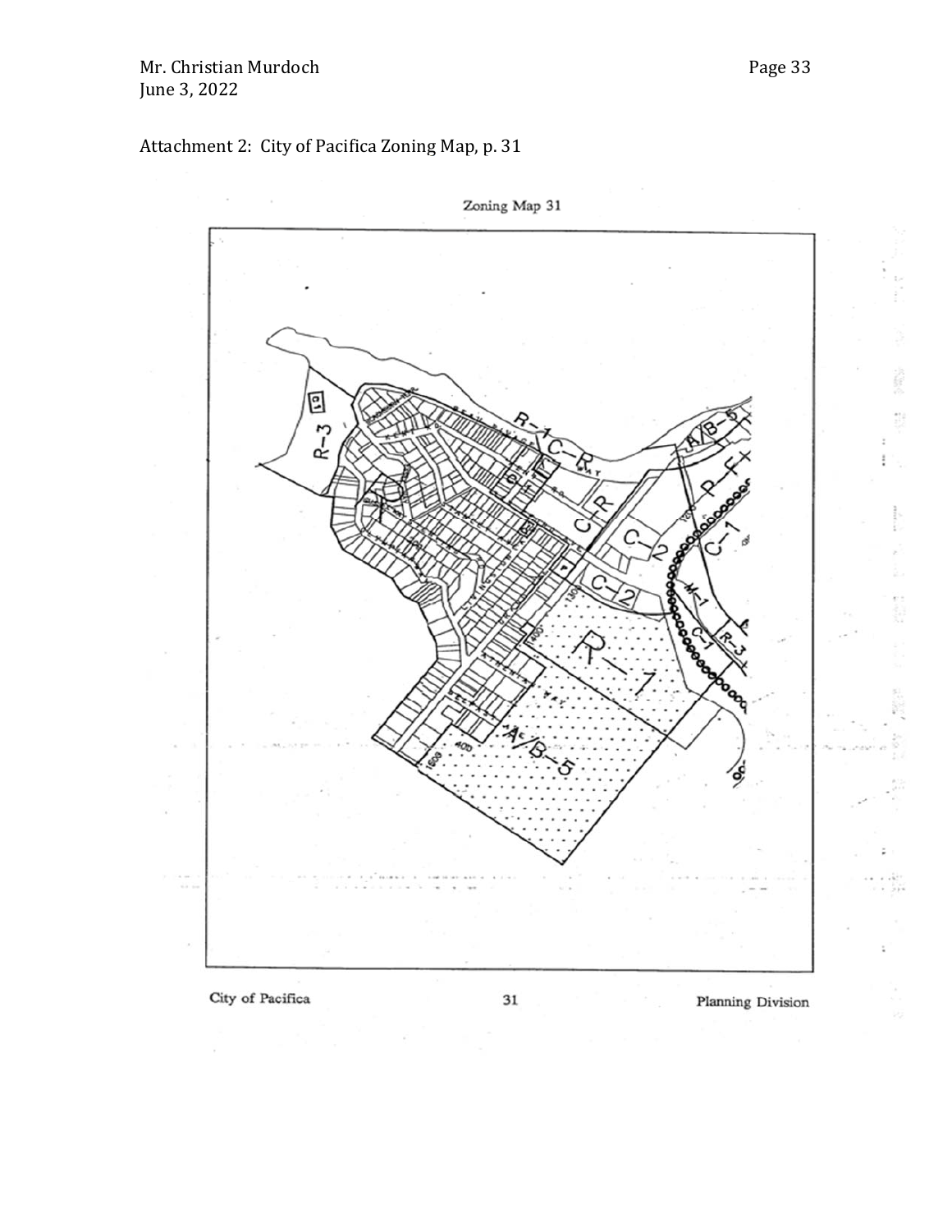Attachment 2: City of Pacifica Zoning Map, p. 31

Zoning Map 31

City of Pacifica 31 Planning Division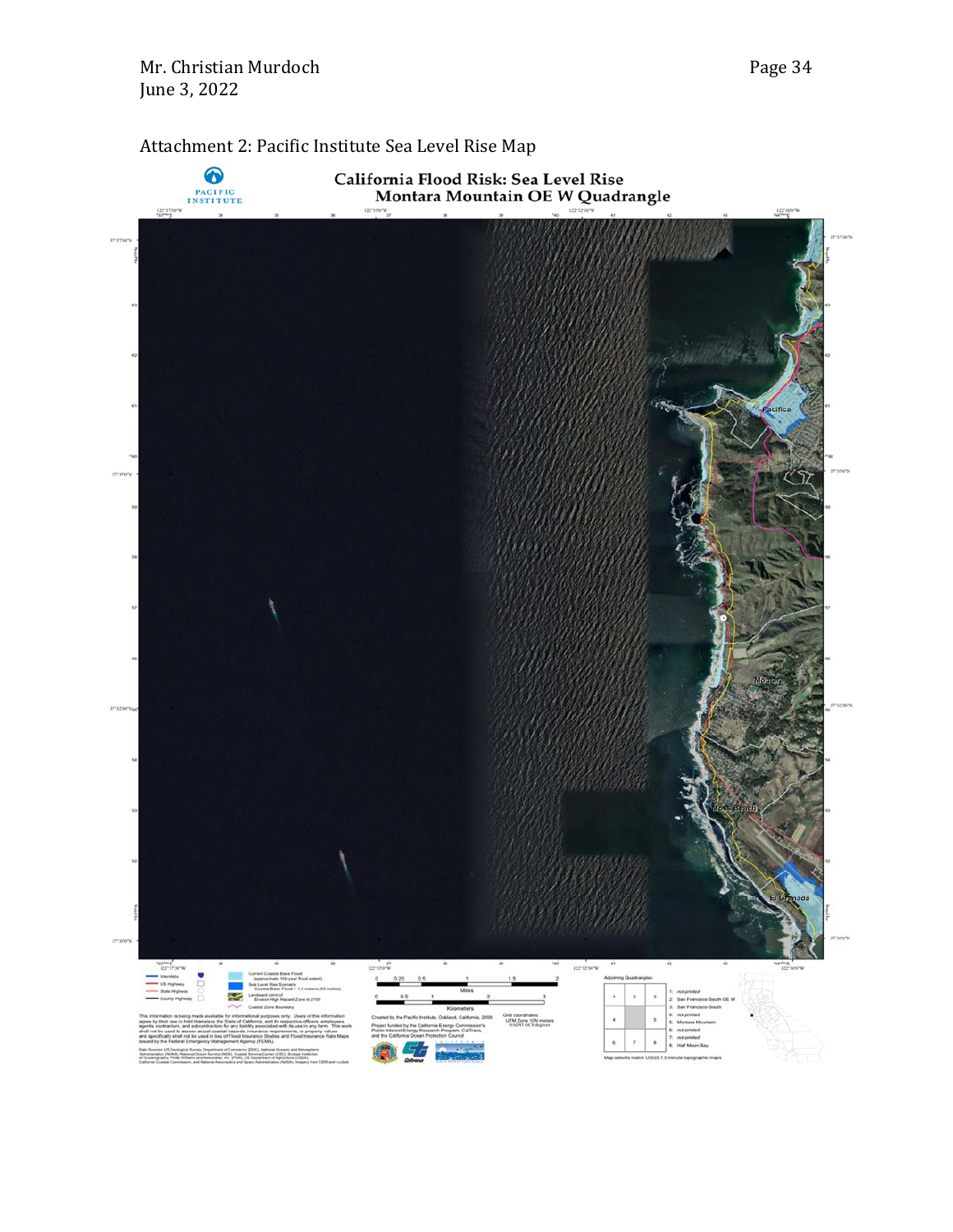Attachment 2: Pacific Institute Sea Level Rise Map

# California Flood Risk: Sea Level Rise
## Montara Mountain OE W Quadrangle

PACIFIC INSTITUTE

Pacifica

Montara

Moss Beach

El Granada

Interstate

US Highway

State Highway

County Highway

Current Coastal Base Flood (approximate 100-year flood extent)

Sea Level Rise Scenario Coastal Base Flood + 1.4 meters (55 inches)

Landward Limit of Erosion High Hazard Zone in 2100

Coastal Zone Boundary

This information is being made available for informational purposes only. Users of this information agree by their use to hold blameless the State of California, and its respective officers, employees, agents, contractors, and subcontractors for any liability associated with its use in any form. This work shall not be used to assess actual coastal hazards, insurance requirements, or property values and specifically shall not be used in lieu of Flood Insurance Studies and Flood Insurance Rate Maps issued by the Federal Emergency Management Agency (FEMA).

Miles: 0, 0.25, 0.5, 1, 1.5, 2

Kilometers: 0, 0.5, 1, 2, 3

Created by the Pacific Institute, Oakland, California, 2009.

Project funded by the California Energy Commission's Public Interest Energy Research Program, CalTrans, and the California Ocean Protection Council

Grid coordinates: UTM Zone 10N meters NAD83 GCS degrees

Adjoining Quadrangles:

1: not printed
2: San Francisco South OE W
3: San Francisco South
4: not printed
5: Montara Mountain
6: not printed
7: not printed
8: Half Moon Bay

Map extents match USGS 7.5 minute topographic maps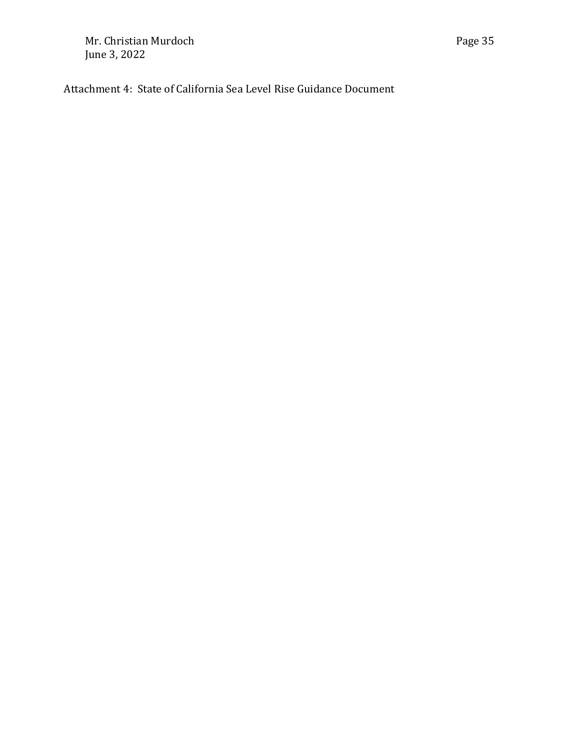Attachment 4: State of California Sea Level Rise Guidance Document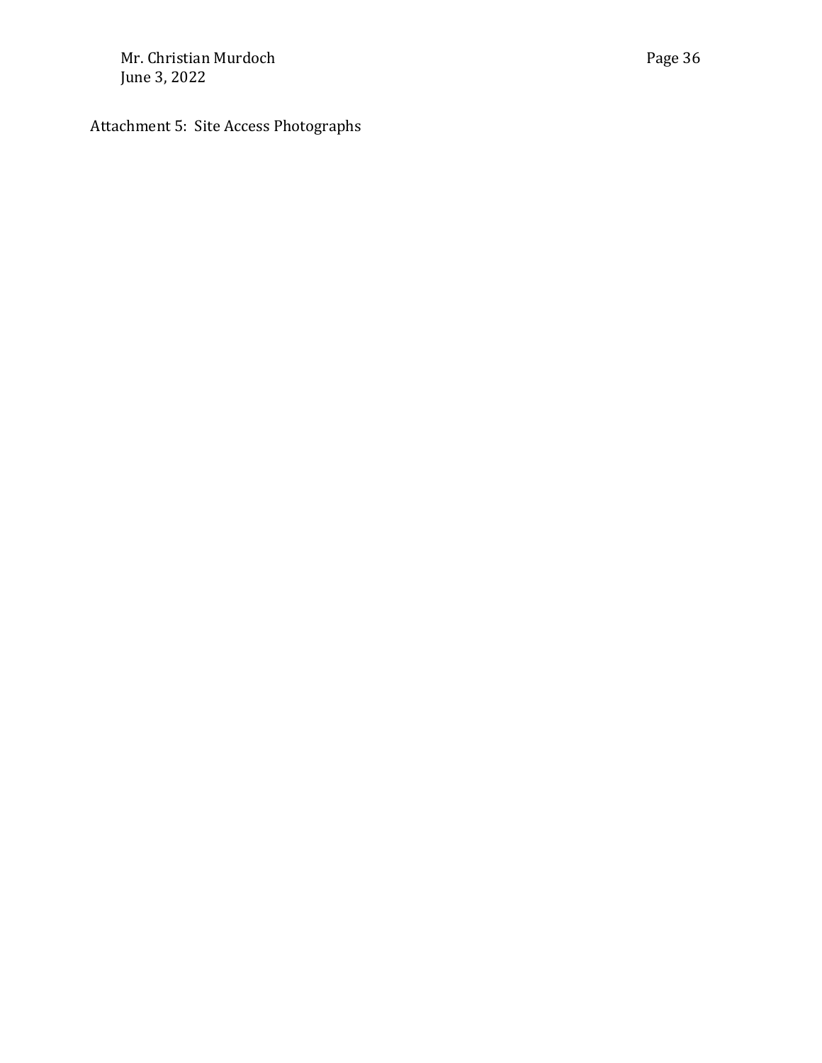Attachment 5: Site Access Photographs